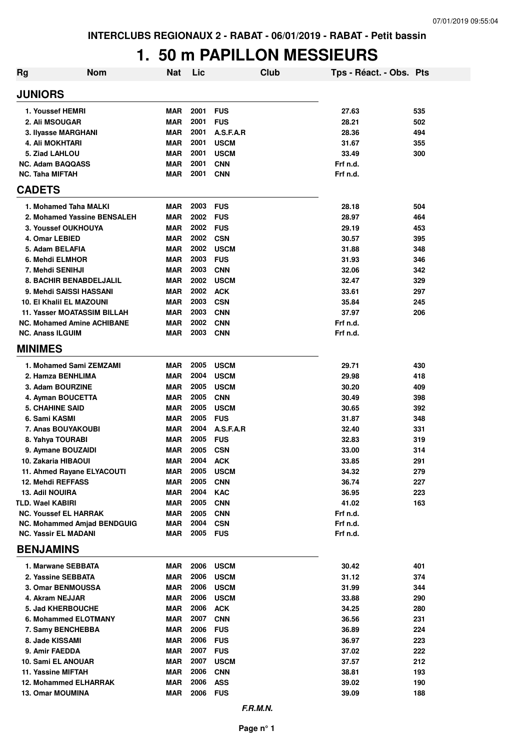INTERCLUBS REGIONAUX 2 - RABAT - 06/01/2019 - RABAT - Petit bassin

# 1. 50 m PAPILLON MESSIEURS

| Rg | Nom | Nat | Lic | Club | Tps - Réact. - Obs. | Pts |
|---|---|---|---|---|---|---|
| **JUNIORS** | | | | | | |
| 1. | Youssef HEMRI | MAR | 2001 | FUS | 27.63 | 535 |
| 2. | Ali MSOUGAR | MAR | 2001 | FUS | 28.21 | 502 |
| 3. | Ilyasse MARGHANI | MAR | 2001 | A.S.F.A.R | 28.36 | 494 |
| 4. | Ali MOKHTARI | MAR | 2001 | USCM | 31.67 | 355 |
| 5. | Ziad LAHLOU | MAR | 2001 | USCM | 33.49 | 300 |
| NC. | Adam BAQQASS | MAR | 2001 | CNN | Frf n.d. | |
| NC. | Taha MIFTAH | MAR | 2001 | CNN | Frf n.d. | |
| **CADETS** | | | | | | |
| 1. | Mohamed Taha MALKI | MAR | 2003 | FUS | 28.18 | 504 |
| 2. | Mohamed Yassine BENSALEH | MAR | 2002 | FUS | 28.97 | 464 |
| 3. | Youssef OUKHOUYA | MAR | 2002 | FUS | 29.19 | 453 |
| 4. | Omar LEBIED | MAR | 2002 | CSN | 30.57 | 395 |
| 5. | Adam BELAFIA | MAR | 2002 | USCM | 31.88 | 348 |
| 6. | Mehdi ELMHOR | MAR | 2003 | FUS | 31.93 | 346 |
| 7. | Mehdi SENIHJI | MAR | 2003 | CNN | 32.06 | 342 |
| 8. | BACHIR BENABDELJALIL | MAR | 2002 | USCM | 32.47 | 329 |
| 9. | Mehdi SAISSI HASSANI | MAR | 2002 | ACK | 33.61 | 297 |
| 10. | El Khalil EL MAZOUNI | MAR | 2003 | CSN | 35.84 | 245 |
| 11. | Yasser MOATASSIM BILLAH | MAR | 2003 | CNN | 37.97 | 206 |
| NC. | Mohamed Amine ACHIBANE | MAR | 2002 | CNN | Frf n.d. | |
| NC. | Anass ILGUIM | MAR | 2003 | CNN | Frf n.d. | |
| **MINIMES** | | | | | | |
| 1. | Mohamed Sami ZEMZAMI | MAR | 2005 | USCM | 29.71 | 430 |
| 2. | Hamza BENHLIMA | MAR | 2004 | USCM | 29.98 | 418 |
| 3. | Adam BOURZINE | MAR | 2005 | USCM | 30.20 | 409 |
| 4. | Ayman BOUCETTA | MAR | 2005 | CNN | 30.49 | 398 |
| 5. | CHAHINE SAID | MAR | 2005 | USCM | 30.65 | 392 |
| 6. | Sami KASMI | MAR | 2005 | FUS | 31.87 | 348 |
| 7. | Anas BOUYAKOUBI | MAR | 2004 | A.S.F.A.R | 32.40 | 331 |
| 8. | Yahya TOURABI | MAR | 2005 | FUS | 32.83 | 319 |
| 9. | Aymane BOUZAIDI | MAR | 2005 | CSN | 33.00 | 314 |
| 10. | Zakaria HIBAOUI | MAR | 2004 | ACK | 33.85 | 291 |
| 11. | Ahmed Rayane ELYACOUTI | MAR | 2005 | USCM | 34.32 | 279 |
| 12. | Mehdi REFFASS | MAR | 2005 | CNN | 36.74 | 227 |
| 13. | Adil NOUIRA | MAR | 2004 | KAC | 36.95 | 223 |
| TLD. | Wael KABIRI | MAR | 2005 | CNN | 41.02 | 163 |
| NC. | Youssef EL HARRAK | MAR | 2005 | CNN | Frf n.d. | |
| NC. | Mohammed Amjad BENDGUIG | MAR | 2004 | CSN | Frf n.d. | |
| NC. | Yassir EL MADANI | MAR | 2005 | FUS | Frf n.d. | |
| **BENJAMINS** | | | | | | |
| 1. | Marwane SEBBATA | MAR | 2006 | USCM | 30.42 | 401 |
| 2. | Yassine SEBBATA | MAR | 2006 | USCM | 31.12 | 374 |
| 3. | Omar BENMOUSSA | MAR | 2006 | USCM | 31.99 | 344 |
| 4. | Akram NEJJAR | MAR | 2006 | USCM | 33.88 | 290 |
| 5. | Jad KHERBOUCHE | MAR | 2006 | ACK | 34.25 | 280 |
| 6. | Mohammed ELOTMANY | MAR | 2007 | CNN | 36.56 | 231 |
| 7. | Samy BENCHEBBA | MAR | 2006 | FUS | 36.89 | 224 |
| 8. | Jade KISSAMI | MAR | 2006 | FUS | 36.97 | 223 |
| 9. | Amir FAEDDA | MAR | 2007 | FUS | 37.02 | 222 |
| 10. | Sami EL ANOUAR | MAR | 2007 | USCM | 37.57 | 212 |
| 11. | Yassine MIFTAH | MAR | 2006 | CNN | 38.81 | 193 |
| 12. | Mohammed ELHARRAK | MAR | 2006 | ASS | 39.02 | 190 |
| 13. | Omar MOUMINA | MAR | 2006 | FUS | 39.09 | 188 |

*F.R.M.N.*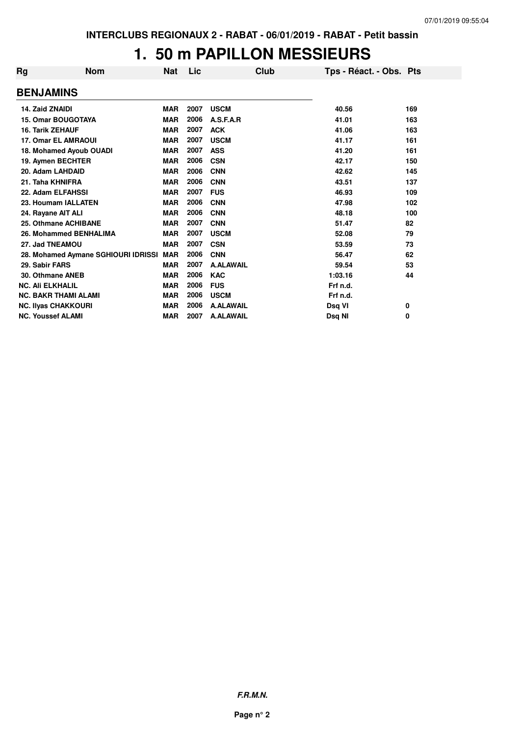# 1. 50 m PAPILLON MESSIEURS

| Rg | Nom | Nat | Lic | Club | Tps - Réact. - Obs. | Pts |
|---|---|---|---|---|---|---|
| **BENJAMINS** | | | | | | |
| 14. Zaid ZNAIDI | | MAR | 2007 | USCM | 40.56 | 169 |
| 15. Omar BOUGOTAYA | | MAR | 2006 | A.S.F.A.R | 41.01 | 163 |
| 16. Tarik ZEHAUF | | MAR | 2007 | ACK | 41.06 | 163 |
| 17. Omar EL AMRAOUI | | MAR | 2007 | USCM | 41.17 | 161 |
| 18. Mohamed Ayoub OUADI | | MAR | 2007 | ASS | 41.20 | 161 |
| 19. Aymen BECHTER | | MAR | 2006 | CSN | 42.17 | 150 |
| 20. Adam LAHDAID | | MAR | 2006 | CNN | 42.62 | 145 |
| 21. Taha KHNIFRA | | MAR | 2006 | CNN | 43.51 | 137 |
| 22. Adam ELFAHSSI | | MAR | 2007 | FUS | 46.93 | 109 |
| 23. Houmam IALLATEN | | MAR | 2006 | CNN | 47.98 | 102 |
| 24. Rayane AIT ALI | | MAR | 2006 | CNN | 48.18 | 100 |
| 25. Othmane ACHIBANE | | MAR | 2007 | CNN | 51.47 | 82 |
| 26. Mohammed BENHALIMA | | MAR | 2007 | USCM | 52.08 | 79 |
| 27. Jad TNEAMOU | | MAR | 2007 | CSN | 53.59 | 73 |
| 28. Mohamed Aymane SGHIOURI IDRISSI | | MAR | 2006 | CNN | 56.47 | 62 |
| 29. Sabir FARS | | MAR | 2007 | A.ALAWAIL | 59.54 | 53 |
| 30. Othmane ANEB | | MAR | 2006 | KAC | 1:03.16 | 44 |
| NC. Ali ELKHALIL | | MAR | 2006 | FUS | Frf n.d. | |
| NC. BAKR THAMI ALAMI | | MAR | 2006 | USCM | Frf n.d. | |
| NC. Ilyas CHAKKOURI | | MAR | 2006 | A.ALAWAIL | Dsq VI | 0 |
| NC. Youssef ALAMI | | MAR | 2007 | A.ALAWAIL | Dsq NI | 0 |

***F.R.M.N.***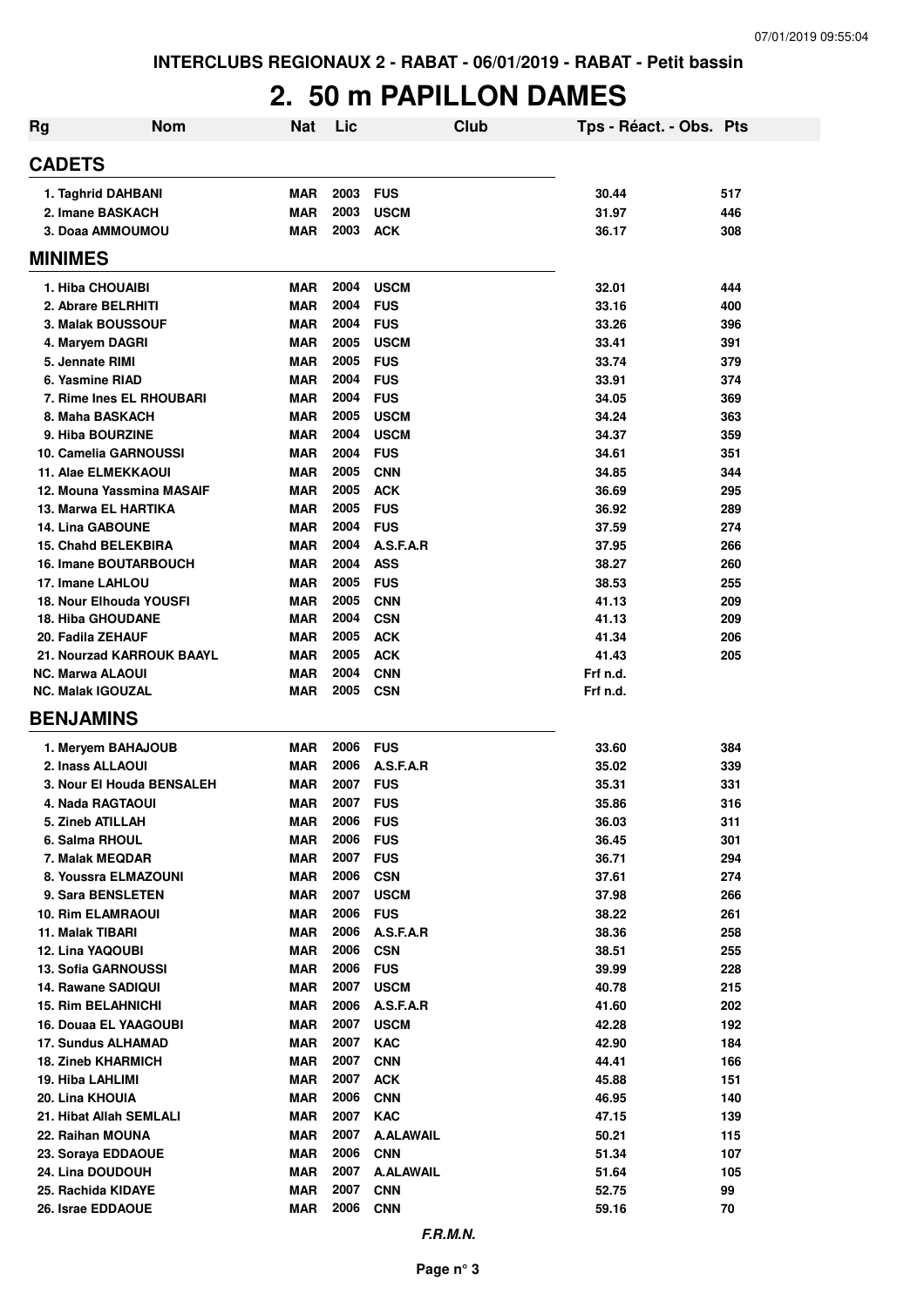INTERCLUBS REGIONAUX 2 - RABAT - 06/01/2019 - RABAT - Petit bassin

# 2. 50 m PAPILLON DAMES

| Rg | Nom | Nat | Lic | Club | Tps - Réact. - Obs. | Pts |
|---|---|---|---|---|---|---|
| **CADETS** | | | | | | |
| 1. | Taghrid DAHBANI | MAR | 2003 | FUS | 30.44 | 517 |
| 2. | Imane BASKACH | MAR | 2003 | USCM | 31.97 | 446 |
| 3. | Doaa AMMOUMOU | MAR | 2003 | ACK | 36.17 | 308 |
| **MINIMES** | | | | | | |
| 1. | Hiba CHOUAIBI | MAR | 2004 | USCM | 32.01 | 444 |
| 2. | Abrare BELRHITI | MAR | 2004 | FUS | 33.16 | 400 |
| 3. | Malak BOUSSOUF | MAR | 2004 | FUS | 33.26 | 396 |
| 4. | Maryem DAGRI | MAR | 2005 | USCM | 33.41 | 391 |
| 5. | Jennate RIMI | MAR | 2005 | FUS | 33.74 | 379 |
| 6. | Yasmine RIAD | MAR | 2004 | FUS | 33.91 | 374 |
| 7. | Rime Ines EL RHOUBARI | MAR | 2004 | FUS | 34.05 | 369 |
| 8. | Maha BASKACH | MAR | 2005 | USCM | 34.24 | 363 |
| 9. | Hiba BOURZINE | MAR | 2004 | USCM | 34.37 | 359 |
| 10. | Camelia GARNOUSSI | MAR | 2004 | FUS | 34.61 | 351 |
| 11. | Alae ELMEKKAOUI | MAR | 2005 | CNN | 34.85 | 344 |
| 12. | Mouna Yassmina MASAIF | MAR | 2005 | ACK | 36.69 | 295 |
| 13. | Marwa EL HARTIKA | MAR | 2005 | FUS | 36.92 | 289 |
| 14. | Lina GABOUNE | MAR | 2004 | FUS | 37.59 | 274 |
| 15. | Chahd BELEKBIRA | MAR | 2004 | A.S.F.A.R | 37.95 | 266 |
| 16. | Imane BOUTARBOUCH | MAR | 2004 | ASS | 38.27 | 260 |
| 17. | Imane LAHLOU | MAR | 2005 | FUS | 38.53 | 255 |
| 18. | Nour Elhouda YOUSFI | MAR | 2005 | CNN | 41.13 | 209 |
| 18. | Hiba GHOUDANE | MAR | 2004 | CSN | 41.13 | 209 |
| 20. | Fadila ZEHAUF | MAR | 2005 | ACK | 41.34 | 206 |
| 21. | Nourzad KARROUK BAAYL | MAR | 2005 | ACK | 41.43 | 205 |
| NC. | Marwa ALAOUI | MAR | 2004 | CNN | Frf n.d. | |
| NC. | Malak IGOUZAL | MAR | 2005 | CSN | Frf n.d. | |
| **BENJAMINS** | | | | | | |
| 1. | Meryem BAHAJOUB | MAR | 2006 | FUS | 33.60 | 384 |
| 2. | Inass ALLAOUI | MAR | 2006 | A.S.F.A.R | 35.02 | 339 |
| 3. | Nour El Houda BENSALEH | MAR | 2007 | FUS | 35.31 | 331 |
| 4. | Nada RAGTAOUI | MAR | 2007 | FUS | 35.86 | 316 |
| 5. | Zineb ATILLAH | MAR | 2006 | FUS | 36.03 | 311 |
| 6. | Salma RHOUL | MAR | 2006 | FUS | 36.45 | 301 |
| 7. | Malak MEQDAR | MAR | 2007 | FUS | 36.71 | 294 |
| 8. | Youssra ELMAZOUNI | MAR | 2006 | CSN | 37.61 | 274 |
| 9. | Sara BENSLETEN | MAR | 2007 | USCM | 37.98 | 266 |
| 10. | Rim ELAMRAOUI | MAR | 2006 | FUS | 38.22 | 261 |
| 11. | Malak TIBARI | MAR | 2006 | A.S.F.A.R | 38.36 | 258 |
| 12. | Lina YAQOUBI | MAR | 2006 | CSN | 38.51 | 255 |
| 13. | Sofia GARNOUSSI | MAR | 2006 | FUS | 39.99 | 228 |
| 14. | Rawane SADIQUI | MAR | 2007 | USCM | 40.78 | 215 |
| 15. | Rim BELAHNICHI | MAR | 2006 | A.S.F.A.R | 41.60 | 202 |
| 16. | Douaa EL YAAGOUBI | MAR | 2007 | USCM | 42.28 | 192 |
| 17. | Sundus ALHAMAD | MAR | 2007 | KAC | 42.90 | 184 |
| 18. | Zineb KHARMICH | MAR | 2007 | CNN | 44.41 | 166 |
| 19. | Hiba LAHLIMI | MAR | 2007 | ACK | 45.88 | 151 |
| 20. | Lina KHOUIA | MAR | 2006 | CNN | 46.95 | 140 |
| 21. | Hibat Allah SEMLALI | MAR | 2007 | KAC | 47.15 | 139 |
| 22. | Raihan MOUNA | MAR | 2007 | A.ALAWAIL | 50.21 | 115 |
| 23. | Soraya EDDAOUE | MAR | 2006 | CNN | 51.34 | 107 |
| 24. | Lina DOUDOUH | MAR | 2007 | A.ALAWAIL | 51.64 | 105 |
| 25. | Rachida KIDAYE | MAR | 2007 | CNN | 52.75 | 99 |
| 26. | Israe EDDAOUE | MAR | 2006 | CNN | 59.16 | 70 |

*F.R.M.N.*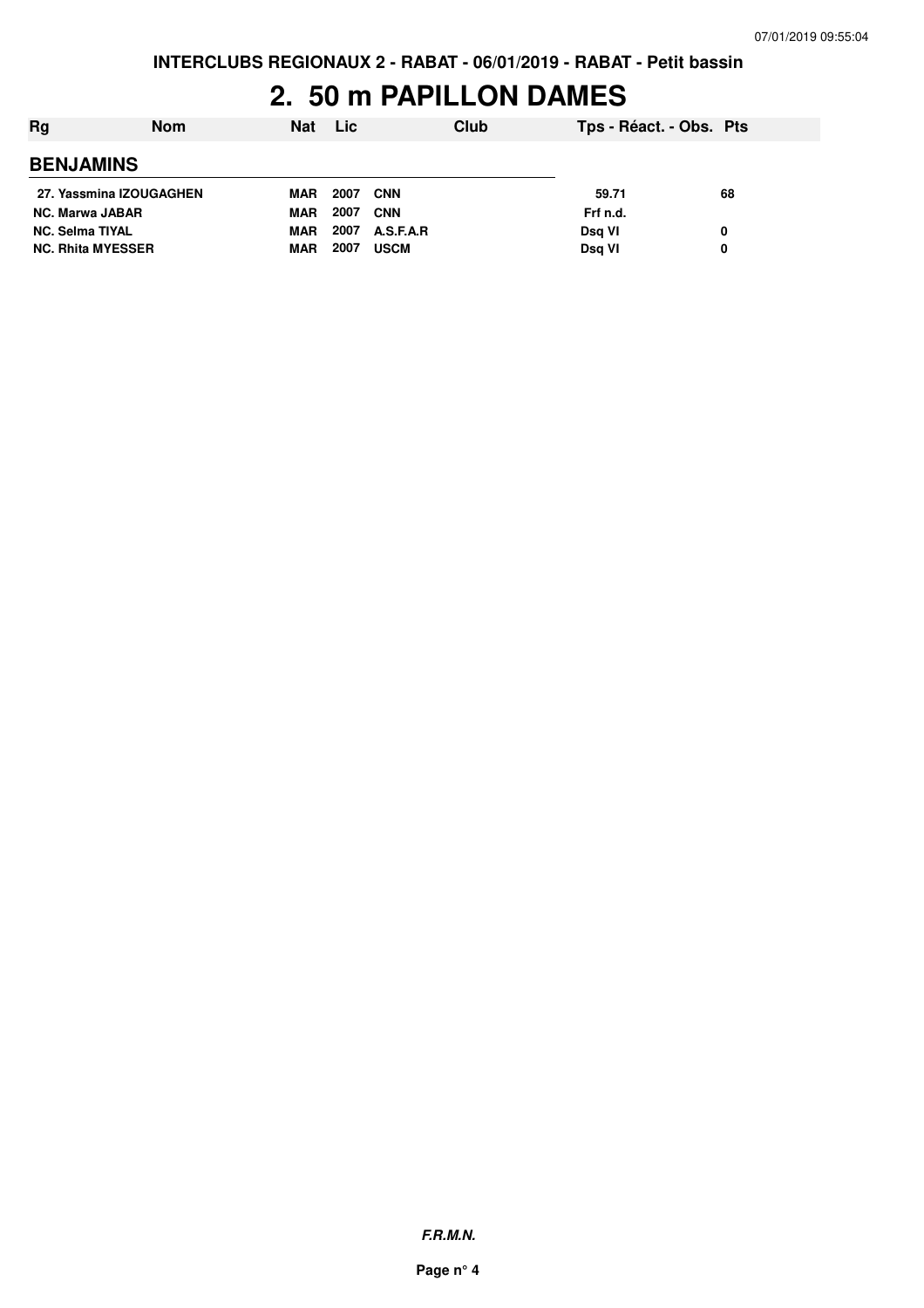**INTERCLUBS REGIONAUX 2 - RABAT - 06/01/2019 - RABAT - Petit bassin**

# 2. 50 m PAPILLON DAMES

| Rg | Nom | Nat | Lic | Club | Tps - Réact. - Obs. | Pts |
|---|---|---|---|---|---|---|
| **BENJAMINS** | | | | | | |
| 27. | Yassmina IZOUGAGHEN | MAR | 2007 | CNN | 59.71 | 68 |
| NC. | Marwa JABAR | MAR | 2007 | CNN | Frf n.d. | |
| NC. | Selma TIYAL | MAR | 2007 | A.S.F.A.R | Dsq VI | 0 |
| NC. | Rhita MYESSER | MAR | 2007 | USCM | Dsq VI | 0 |

***F.R.M.N.***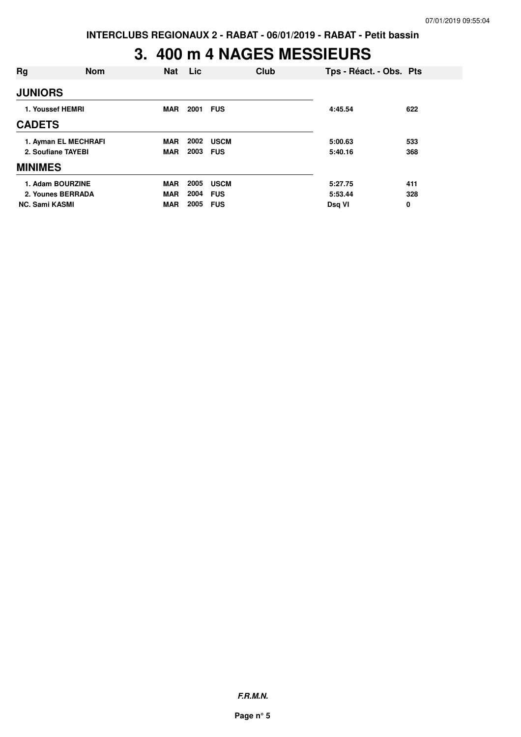INTERCLUBS REGIONAUX 2 - RABAT - 06/01/2019 - RABAT - Petit bassin

# 3. 400 m 4 NAGES MESSIEURS

| Rg | Nom | Nat | Lic | Club | Tps - Réact. - Obs. | Pts |
|---|---|---|---|---|---|---|
| **JUNIORS** | | | | | | |
| 1. | Youssef HEMRI | MAR | 2001 | FUS | 4:45.54 | 622 |
| **CADETS** | | | | | | |
| 1. | Ayman EL MECHRAFI | MAR | 2002 | USCM | 5:00.63 | 533 |
| 2. | Soufiane TAYEBI | MAR | 2003 | FUS | 5:40.16 | 368 |
| **MINIMES** | | | | | | |
| 1. | Adam BOURZINE | MAR | 2005 | USCM | 5:27.75 | 411 |
| 2. | Younes BERRADA | MAR | 2004 | FUS | 5:53.44 | 328 |
| NC. | Sami KASMI | MAR | 2005 | FUS | Dsq VI | 0 |

***F.R.M.N.***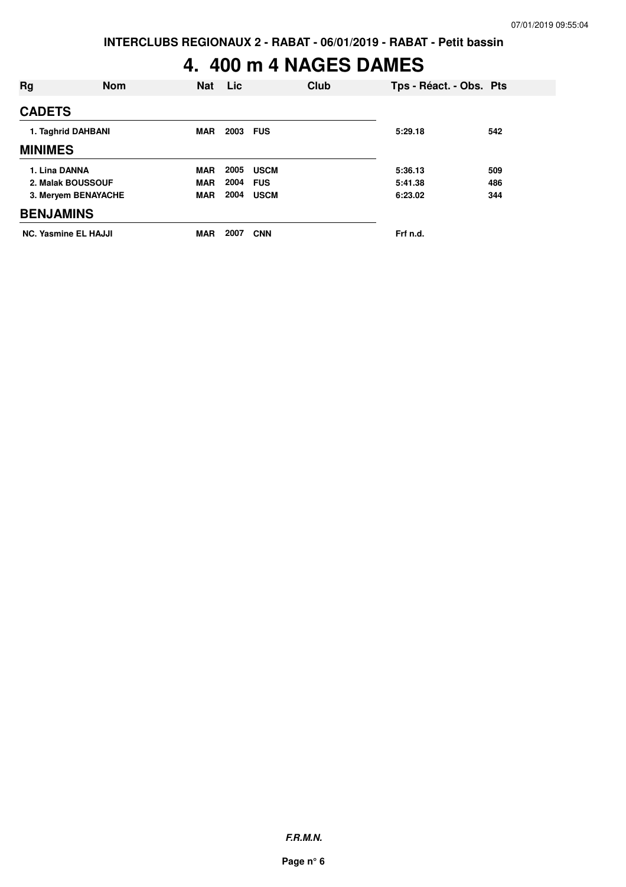INTERCLUBS REGIONAUX 2 - RABAT - 06/01/2019 - RABAT - Petit bassin

# 4. 400 m 4 NAGES DAMES

| Rg | Nom | Nat | Lic | Club | Tps - Réact. - Obs. | Pts |
|---|---|---|---|---|---|---|
| **CADETS** | | | | | | |
| 1. Taghrid DAHBANI | | MAR | 2003 | FUS | 5:29.18 | 542 |
| **MINIMES** | | | | | | |
| 1. Lina DANNA | | MAR | 2005 | USCM | 5:36.13 | 509 |
| 2. Malak BOUSSOUF | | MAR | 2004 | FUS | 5:41.38 | 486 |
| 3. Meryem BENAYACHE | | MAR | 2004 | USCM | 6:23.02 | 344 |
| **BENJAMINS** | | | | | | |
| NC. Yasmine EL HAJJI | | MAR | 2007 | CNN | Frf n.d. | |

*F.R.M.N.*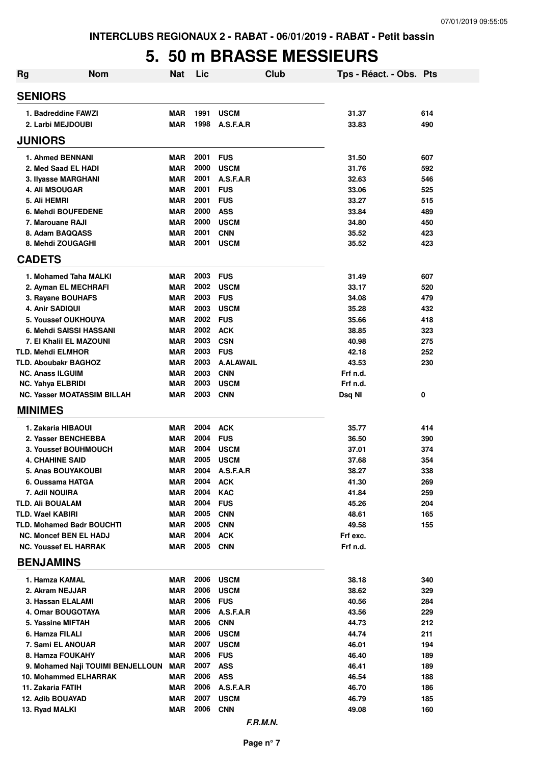# 5. 50 m BRASSE MESSIEURS

| Rg | Nom | Nat | Lic | Club | Tps - Réact. - Obs. | Pts |
|---|---|---|---|---|---|---|
| **SENIORS** | | | | | | |
| 1. | Badreddine FAWZI | MAR | 1991 | USCM | 31.37 | 614 |
| 2. | Larbi MEJDOUBI | MAR | 1998 | A.S.F.A.R | 33.83 | 490 |
| **JUNIORS** | | | | | | |
| 1. | Ahmed BENNANI | MAR | 2001 | FUS | 31.50 | 607 |
| 2. | Med Saad EL HADI | MAR | 2000 | USCM | 31.76 | 592 |
| 3. | Ilyasse MARGHANI | MAR | 2001 | A.S.F.A.R | 32.63 | 546 |
| 4. | Ali MSOUGAR | MAR | 2001 | FUS | 33.06 | 525 |
| 5. | Ali HEMRI | MAR | 2001 | FUS | 33.27 | 515 |
| 6. | Mehdi BOUFEDENE | MAR | 2000 | ASS | 33.84 | 489 |
| 7. | Marouane RAJI | MAR | 2000 | USCM | 34.80 | 450 |
| 8. | Adam BAQQASS | MAR | 2001 | CNN | 35.52 | 423 |
| 8. | Mehdi ZOUGAGHI | MAR | 2001 | USCM | 35.52 | 423 |
| **CADETS** | | | | | | |
| 1. | Mohamed Taha MALKI | MAR | 2003 | FUS | 31.49 | 607 |
| 2. | Ayman EL MECHRAFI | MAR | 2002 | USCM | 33.17 | 520 |
| 3. | Rayane BOUHAFS | MAR | 2003 | FUS | 34.08 | 479 |
| 4. | Anir SADIQUI | MAR | 2003 | USCM | 35.28 | 432 |
| 5. | Youssef OUKHOUYA | MAR | 2002 | FUS | 35.66 | 418 |
| 6. | Mehdi SAISSI HASSANI | MAR | 2002 | ACK | 38.85 | 323 |
| 7. | El Khalil EL MAZOUNI | MAR | 2003 | CSN | 40.98 | 275 |
| TLD. | Mehdi ELMHOR | MAR | 2003 | FUS | 42.18 | 252 |
| TLD. | Aboubakr BAGHOZ | MAR | 2003 | A.ALAWAIL | 43.53 | 230 |
| NC. | Anass ILGUIM | MAR | 2003 | CNN | Frf n.d. | |
| NC. | Yahya ELBRIDI | MAR | 2003 | USCM | Frf n.d. | |
| NC. | Yasser MOATASSIM BILLAH | MAR | 2003 | CNN | Dsq NI | 0 |
| **MINIMES** | | | | | | |
| 1. | Zakaria HIBAOUI | MAR | 2004 | ACK | 35.77 | 414 |
| 2. | Yasser BENCHEBBA | MAR | 2004 | FUS | 36.50 | 390 |
| 3. | Youssef BOUHMOUCH | MAR | 2004 | USCM | 37.01 | 374 |
| 4. | CHAHINE SAID | MAR | 2005 | USCM | 37.68 | 354 |
| 5. | Anas BOUYAKOUBI | MAR | 2004 | A.S.F.A.R | 38.27 | 338 |
| 6. | Oussama HATGA | MAR | 2004 | ACK | 41.30 | 269 |
| 7. | Adil NOUIRA | MAR | 2004 | KAC | 41.84 | 259 |
| TLD. | Ali BOUALAM | MAR | 2004 | FUS | 45.26 | 204 |
| TLD. | Wael KABIRI | MAR | 2005 | CNN | 48.61 | 165 |
| TLD. | Mohamed Badr BOUCHTI | MAR | 2005 | CNN | 49.58 | 155 |
| NC. | Moncef BEN EL HADJ | MAR | 2004 | ACK | Frf exc. | |
| NC. | Youssef EL HARRAK | MAR | 2005 | CNN | Frf n.d. | |
| **BENJAMINS** | | | | | | |
| 1. | Hamza KAMAL | MAR | 2006 | USCM | 38.18 | 340 |
| 2. | Akram NEJJAR | MAR | 2006 | USCM | 38.62 | 329 |
| 3. | Hassan ELALAMI | MAR | 2006 | FUS | 40.56 | 284 |
| 4. | Omar BOUGOTAYA | MAR | 2006 | A.S.F.A.R | 43.56 | 229 |
| 5. | Yassine MIFTAH | MAR | 2006 | CNN | 44.73 | 212 |
| 6. | Hamza FILALI | MAR | 2006 | USCM | 44.74 | 211 |
| 7. | Sami EL ANOUAR | MAR | 2007 | USCM | 46.01 | 194 |
| 8. | Hamza FOUKAHY | MAR | 2006 | FUS | 46.40 | 189 |
| 9. | Mohamed Naji TOUIMI BENJELLOUN | MAR | 2007 | ASS | 46.41 | 189 |
| 10. | Mohammed ELHARRAK | MAR | 2006 | ASS | 46.54 | 188 |
| 11. | Zakaria FATIH | MAR | 2006 | A.S.F.A.R | 46.70 | 186 |
| 12. | Adib BOUAYAD | MAR | 2007 | USCM | 46.79 | 185 |
| 13. | Ryad MALKI | MAR | 2006 | CNN | 49.08 | 160 |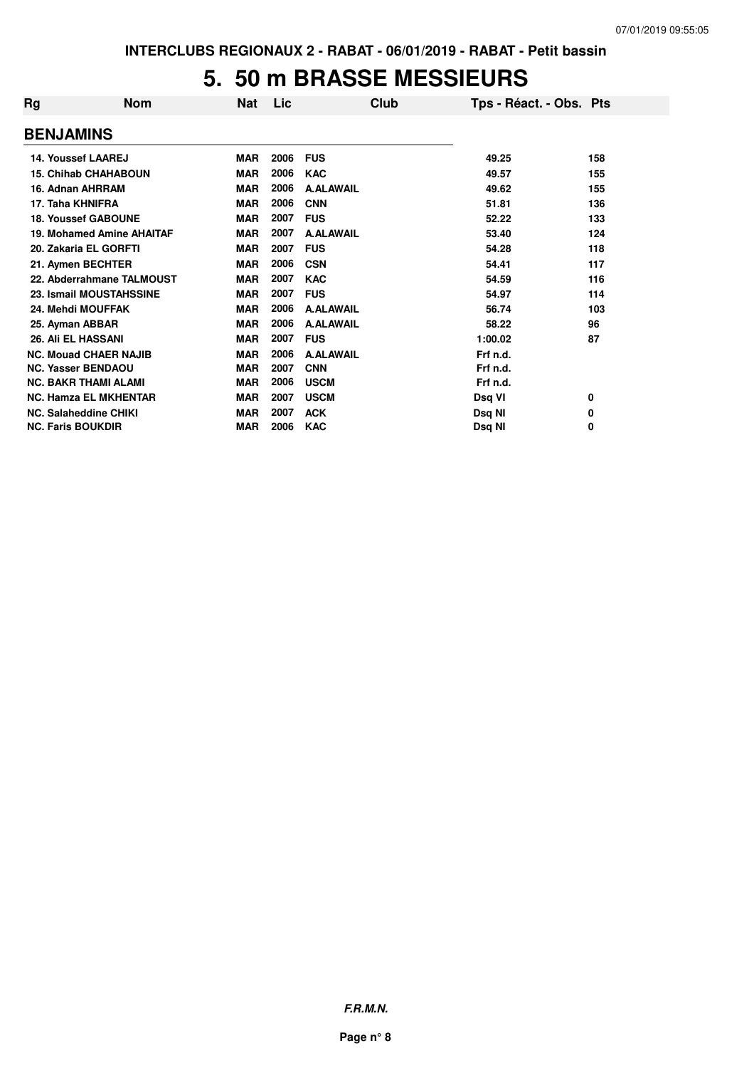# 5. 50 m BRASSE MESSIEURS

| Rg | Nom | Nat | Lic | Club | Tps - Réact. - Obs. | Pts |
|---|---|---|---|---|---|---|
| **BENJAMINS** | | | | | | |
| 14. Youssef LAAREJ | | MAR | 2006 | FUS | 49.25 | 158 |
| 15. Chihab CHAHABOUN | | MAR | 2006 | KAC | 49.57 | 155 |
| 16. Adnan AHRRAM | | MAR | 2006 | A.ALAWAIL | 49.62 | 155 |
| 17. Taha KHNIFRA | | MAR | 2006 | CNN | 51.81 | 136 |
| 18. Youssef GABOUNE | | MAR | 2007 | FUS | 52.22 | 133 |
| 19. Mohamed Amine AHAITAF | | MAR | 2007 | A.ALAWAIL | 53.40 | 124 |
| 20. Zakaria EL GORFTI | | MAR | 2007 | FUS | 54.28 | 118 |
| 21. Aymen BECHTER | | MAR | 2006 | CSN | 54.41 | 117 |
| 22. Abderrahmane TALMOUST | | MAR | 2007 | KAC | 54.59 | 116 |
| 23. Ismail MOUSTAHSSINE | | MAR | 2007 | FUS | 54.97 | 114 |
| 24. Mehdi MOUFFAK | | MAR | 2006 | A.ALAWAIL | 56.74 | 103 |
| 25. Ayman ABBAR | | MAR | 2006 | A.ALAWAIL | 58.22 | 96 |
| 26. Ali EL HASSANI | | MAR | 2007 | FUS | 1:00.02 | 87 |
| NC. Mouad CHAER NAJIB | | MAR | 2006 | A.ALAWAIL | Frf n.d. | |
| NC. Yasser BENDAOU | | MAR | 2007 | CNN | Frf n.d. | |
| NC. BAKR THAMI ALAMI | | MAR | 2006 | USCM | Frf n.d. | |
| NC. Hamza EL MKHENTAR | | MAR | 2007 | USCM | Dsq VI | 0 |
| NC. Salaheddine CHIKI | | MAR | 2007 | ACK | Dsq NI | 0 |
| NC. Faris BOUKDIR | | MAR | 2006 | KAC | Dsq NI | 0 |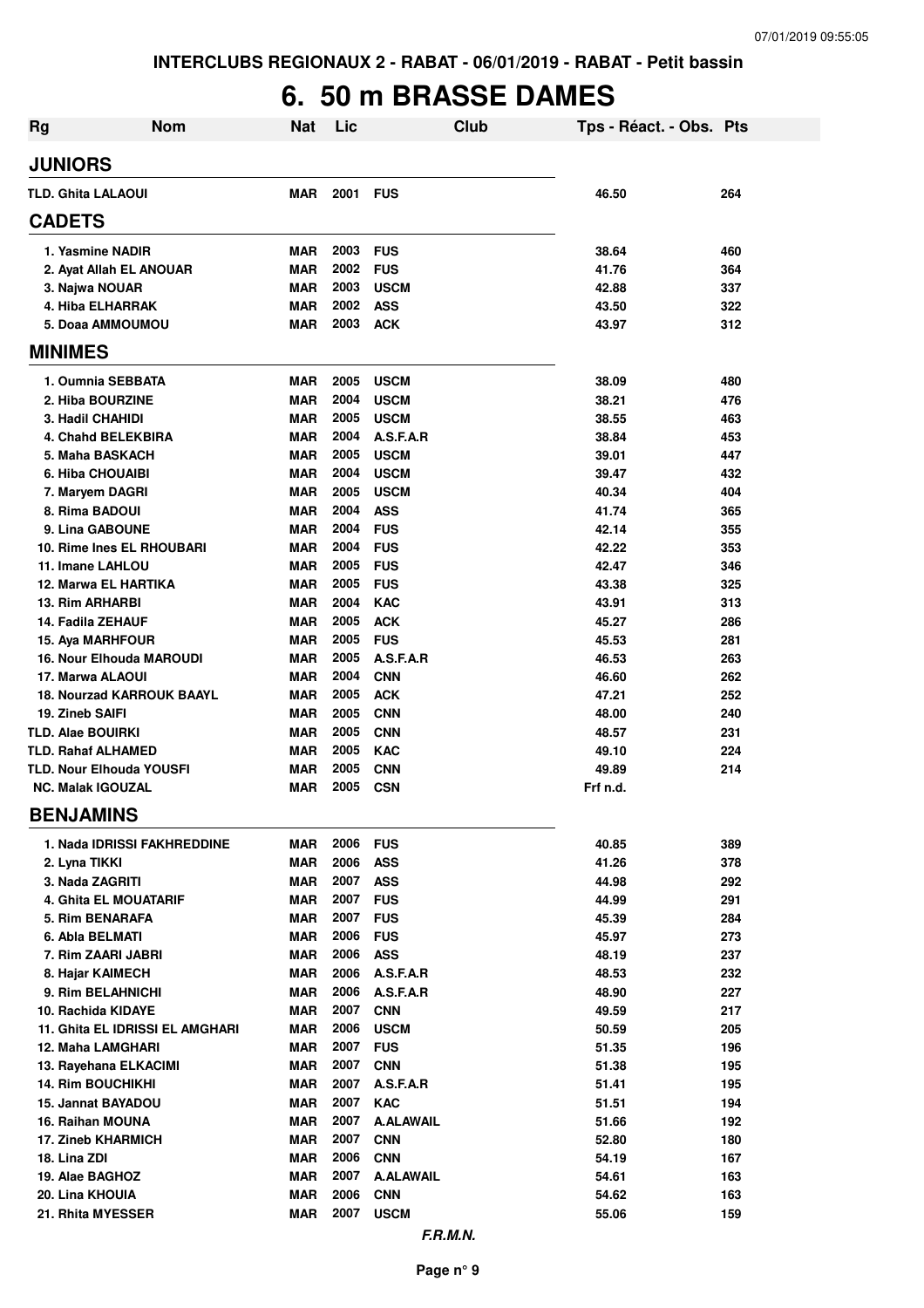# 6. 50 m BRASSE DAMES

| Rg | Nom | Nat | Lic | Club | Tps - Réact. - Obs. | Pts |
|---|---|---|---|---|---|---|
| **JUNIORS** | | | | | | |
| TLD. Ghita LALAOUI | | MAR | 2001 | FUS | 46.50 | 264 |
| **CADETS** | | | | | | |
| 1. Yasmine NADIR | | MAR | 2003 | FUS | 38.64 | 460 |
| 2. Ayat Allah EL ANOUAR | | MAR | 2002 | FUS | 41.76 | 364 |
| 3. Najwa NOUAR | | MAR | 2003 | USCM | 42.88 | 337 |
| 4. Hiba ELHARRAK | | MAR | 2002 | ASS | 43.50 | 322 |
| 5. Doaa AMMOUMOU | | MAR | 2003 | ACK | 43.97 | 312 |
| **MINIMES** | | | | | | |
| 1. Oumnia SEBBATA | | MAR | 2005 | USCM | 38.09 | 480 |
| 2. Hiba BOURZINE | | MAR | 2004 | USCM | 38.21 | 476 |
| 3. Hadil CHAHIDI | | MAR | 2005 | USCM | 38.55 | 463 |
| 4. Chahd BELEKBIRA | | MAR | 2004 | A.S.F.A.R | 38.84 | 453 |
| 5. Maha BASKACH | | MAR | 2005 | USCM | 39.01 | 447 |
| 6. Hiba CHOUAIBI | | MAR | 2004 | USCM | 39.47 | 432 |
| 7. Maryem DAGRI | | MAR | 2005 | USCM | 40.34 | 404 |
| 8. Rima BADOUI | | MAR | 2004 | ASS | 41.74 | 365 |
| 9. Lina GABOUNE | | MAR | 2004 | FUS | 42.14 | 355 |
| 10. Rime Ines EL RHOUBARI | | MAR | 2004 | FUS | 42.22 | 353 |
| 11. Imane LAHLOU | | MAR | 2005 | FUS | 42.47 | 346 |
| 12. Marwa EL HARTIKA | | MAR | 2005 | FUS | 43.38 | 325 |
| 13. Rim ARHARBI | | MAR | 2004 | KAC | 43.91 | 313 |
| 14. Fadila ZEHAUF | | MAR | 2005 | ACK | 45.27 | 286 |
| 15. Aya MARHFOUR | | MAR | 2005 | FUS | 45.53 | 281 |
| 16. Nour Elhouda MAROUDI | | MAR | 2005 | A.S.F.A.R | 46.53 | 263 |
| 17. Marwa ALAOUI | | MAR | 2004 | CNN | 46.60 | 262 |
| 18. Nourzad KARROUK BAAYL | | MAR | 2005 | ACK | 47.21 | 252 |
| 19. Zineb SAIFI | | MAR | 2005 | CNN | 48.00 | 240 |
| TLD. Alae BOUIRKI | | MAR | 2005 | CNN | 48.57 | 231 |
| TLD. Rahaf ALHAMED | | MAR | 2005 | KAC | 49.10 | 224 |
| TLD. Nour Elhouda YOUSFI | | MAR | 2005 | CNN | 49.89 | 214 |
| NC. Malak IGOUZAL | | MAR | 2005 | CSN | Frf n.d. | |
| **BENJAMINS** | | | | | | |
| 1. Nada IDRISSI FAKHREDDINE | | MAR | 2006 | FUS | 40.85 | 389 |
| 2. Lyna TIKKI | | MAR | 2006 | ASS | 41.26 | 378 |
| 3. Nada ZAGRITI | | MAR | 2007 | ASS | 44.98 | 292 |
| 4. Ghita EL MOUATARIF | | MAR | 2007 | FUS | 44.99 | 291 |
| 5. Rim BENARAFA | | MAR | 2007 | FUS | 45.39 | 284 |
| 6. Abla BELMATI | | MAR | 2006 | FUS | 45.97 | 273 |
| 7. Rim ZAARI JABRI | | MAR | 2006 | ASS | 48.19 | 237 |
| 8. Hajar KAIMECH | | MAR | 2006 | A.S.F.A.R | 48.53 | 232 |
| 9. Rim BELAHNICHI | | MAR | 2006 | A.S.F.A.R | 48.90 | 227 |
| 10. Rachida KIDAYE | | MAR | 2007 | CNN | 49.59 | 217 |
| 11. Ghita EL IDRISSI EL AMGHARI | | MAR | 2006 | USCM | 50.59 | 205 |
| 12. Maha LAMGHARI | | MAR | 2007 | FUS | 51.35 | 196 |
| 13. Rayehana ELKACIMI | | MAR | 2007 | CNN | 51.38 | 195 |
| 14. Rim BOUCHIKHI | | MAR | 2007 | A.S.F.A.R | 51.41 | 195 |
| 15. Jannat BAYADOU | | MAR | 2007 | KAC | 51.51 | 194 |
| 16. Raihan MOUNA | | MAR | 2007 | A.ALAWAIL | 51.66 | 192 |
| 17. Zineb KHARMICH | | MAR | 2007 | CNN | 52.80 | 180 |
| 18. Lina ZDI | | MAR | 2006 | CNN | 54.19 | 167 |
| 19. Alae BAGHOZ | | MAR | 2007 | A.ALAWAIL | 54.61 | 163 |
| 20. Lina KHOUIA | | MAR | 2006 | CNN | 54.62 | 163 |
| 21. Rhita MYESSER | | MAR | 2007 | USCM | 55.06 | 159 |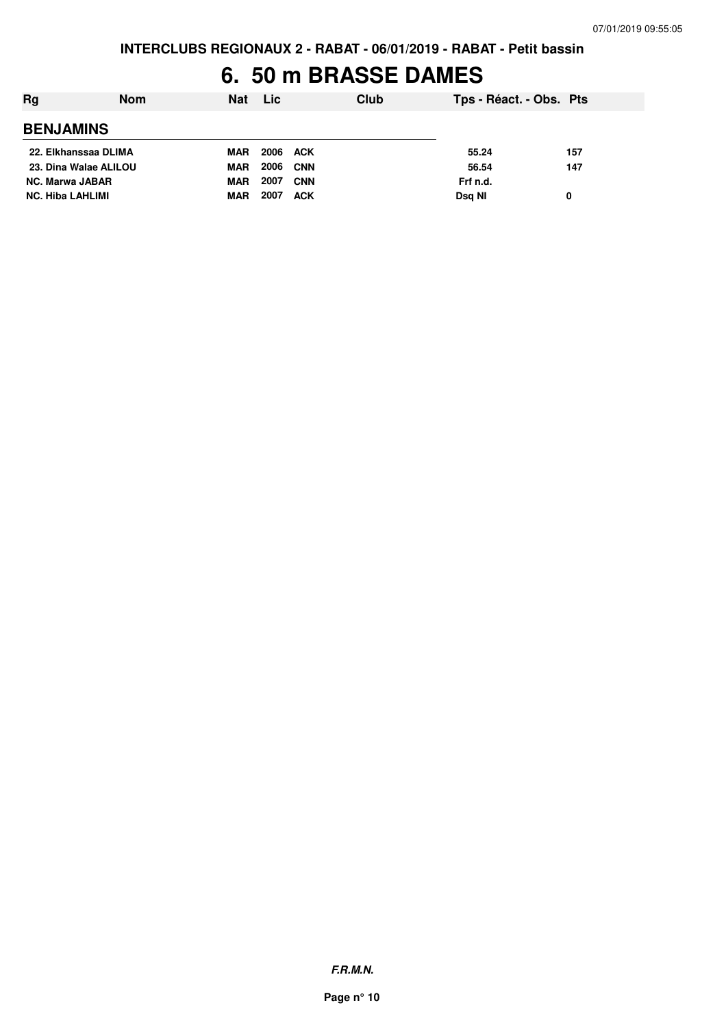# 6. 50 m BRASSE DAMES

| Rg | Nom | Nat | Lic | Club | Tps - Réact. - Obs. | Pts |
|---|---|---|---|---|---|---|
| **BENJAMINS** | | | | | | |
| 22. Elkhanssaa DLIMA | | MAR | 2006 | ACK | 55.24 | 157 |
| 23. Dina Walae ALILOU | | MAR | 2006 | CNN | 56.54 | 147 |
| NC. Marwa JABAR | | MAR | 2007 | CNN | Frf n.d. | |
| NC. Hiba LAHLIMI | | MAR | 2007 | ACK | Dsq NI | 0 |

***F.R.M.N.***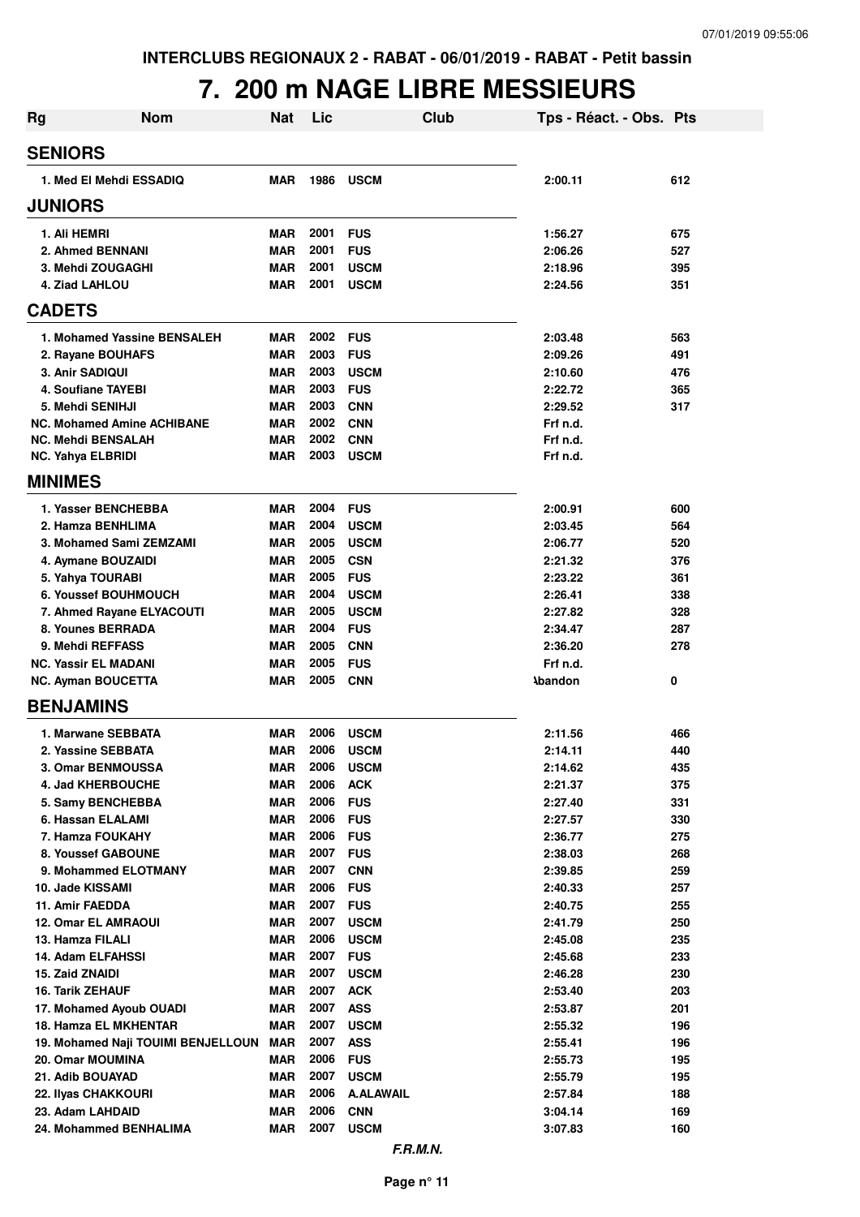INTERCLUBS REGIONAUX 2 - RABAT - 06/01/2019 - RABAT - Petit bassin

# 7. 200 m NAGE LIBRE MESSIEURS

| Rg | Nom | Nat | Lic | Club | Tps - Réact. - Obs. | Pts |
|---|---|---|---|---|---|---|
| **SENIORS** | | | | | | |
| 1. | Med El Mehdi ESSADIQ | MAR | 1986 | USCM | 2:00.11 | 612 |
| **JUNIORS** | | | | | | |
| 1. | Ali HEMRI | MAR | 2001 | FUS | 1:56.27 | 675 |
| 2. | Ahmed BENNANI | MAR | 2001 | FUS | 2:06.26 | 527 |
| 3. | Mehdi ZOUGAGHI | MAR | 2001 | USCM | 2:18.96 | 395 |
| 4. | Ziad LAHLOU | MAR | 2001 | USCM | 2:24.56 | 351 |
| **CADETS** | | | | | | |
| 1. | Mohamed Yassine BENSALEH | MAR | 2002 | FUS | 2:03.48 | 563 |
| 2. | Rayane BOUHAFS | MAR | 2003 | FUS | 2:09.26 | 491 |
| 3. | Anir SADIQUI | MAR | 2003 | USCM | 2:10.60 | 476 |
| 4. | Soufiane TAYEBI | MAR | 2003 | FUS | 2:22.72 | 365 |
| 5. | Mehdi SENIHJI | MAR | 2003 | CNN | 2:29.52 | 317 |
| NC. | Mohamed Amine ACHIBANE | MAR | 2002 | CNN | Frf n.d. | |
| NC. | Mehdi BENSALAH | MAR | 2002 | CNN | Frf n.d. | |
| NC. | Yahya ELBRIDI | MAR | 2003 | USCM | Frf n.d. | |
| **MINIMES** | | | | | | |
| 1. | Yasser BENCHEBBA | MAR | 2004 | FUS | 2:00.91 | 600 |
| 2. | Hamza BENHLIMA | MAR | 2004 | USCM | 2:03.45 | 564 |
| 3. | Mohamed Sami ZEMZAMI | MAR | 2005 | USCM | 2:06.77 | 520 |
| 4. | Aymane BOUZAIDI | MAR | 2005 | CSN | 2:21.32 | 376 |
| 5. | Yahya TOURABI | MAR | 2005 | FUS | 2:23.22 | 361 |
| 6. | Youssef BOUHMOUCH | MAR | 2004 | USCM | 2:26.41 | 338 |
| 7. | Ahmed Rayane ELYACOUTI | MAR | 2005 | USCM | 2:27.82 | 328 |
| 8. | Younes BERRADA | MAR | 2004 | FUS | 2:34.47 | 287 |
| 9. | Mehdi REFFASS | MAR | 2005 | CNN | 2:36.20 | 278 |
| NC. | Yassir EL MADANI | MAR | 2005 | FUS | Frf n.d. | |
| NC. | Ayman BOUCETTA | MAR | 2005 | CNN | Abandon | 0 |
| **BENJAMINS** | | | | | | |
| 1. | Marwane SEBBATA | MAR | 2006 | USCM | 2:11.56 | 466 |
| 2. | Yassine SEBBATA | MAR | 2006 | USCM | 2:14.11 | 440 |
| 3. | Omar BENMOUSSA | MAR | 2006 | USCM | 2:14.62 | 435 |
| 4. | Jad KHERBOUCHE | MAR | 2006 | ACK | 2:21.37 | 375 |
| 5. | Samy BENCHEBBA | MAR | 2006 | FUS | 2:27.40 | 331 |
| 6. | Hassan ELALAMI | MAR | 2006 | FUS | 2:27.57 | 330 |
| 7. | Hamza FOUKAHY | MAR | 2006 | FUS | 2:36.77 | 275 |
| 8. | Youssef GABOUNE | MAR | 2007 | FUS | 2:38.03 | 268 |
| 9. | Mohammed ELOTMANY | MAR | 2007 | CNN | 2:39.85 | 259 |
| 10. | Jade KISSAMI | MAR | 2006 | FUS | 2:40.33 | 257 |
| 11. | Amir FAEDDA | MAR | 2007 | FUS | 2:40.75 | 255 |
| 12. | Omar EL AMRAOUI | MAR | 2007 | USCM | 2:41.79 | 250 |
| 13. | Hamza FILALI | MAR | 2006 | USCM | 2:45.08 | 235 |
| 14. | Adam ELFAHSSI | MAR | 2007 | FUS | 2:45.68 | 233 |
| 15. | Zaid ZNAIDI | MAR | 2007 | USCM | 2:46.28 | 230 |
| 16. | Tarik ZEHAUF | MAR | 2007 | ACK | 2:53.40 | 203 |
| 17. | Mohamed Ayoub OUADI | MAR | 2007 | ASS | 2:53.87 | 201 |
| 18. | Hamza EL MKHENTAR | MAR | 2007 | USCM | 2:55.32 | 196 |
| 19. | Mohamed Naji TOUIMI BENJELLOUN | MAR | 2007 | ASS | 2:55.41 | 196 |
| 20. | Omar MOUMINA | MAR | 2006 | FUS | 2:55.73 | 195 |
| 21. | Adib BOUAYAD | MAR | 2007 | USCM | 2:55.79 | 195 |
| 22. | Ilyas CHAKKOURI | MAR | 2006 | A.ALAWAIL | 2:57.84 | 188 |
| 23. | Adam LAHDAID | MAR | 2006 | CNN | 3:04.14 | 169 |
| 24. | Mohammed BENHALIMA | MAR | 2007 | USCM | 3:07.83 | 160 |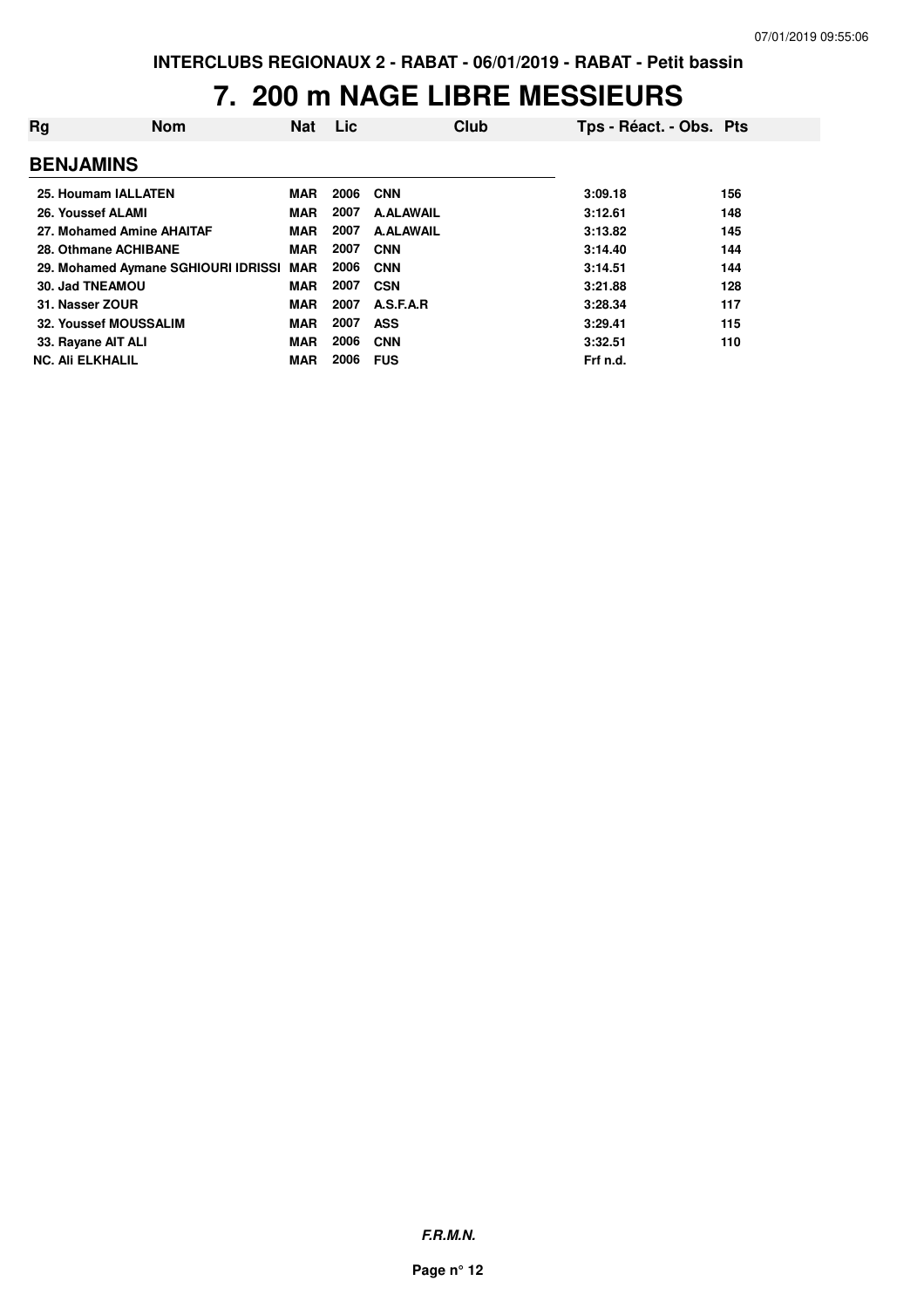# 7. 200 m NAGE LIBRE MESSIEURS

| Rg | Nom | Nat | Lic | Club | Tps - Réact. - Obs. | Pts |
|---|---|---|---|---|---|---|
| **BENJAMINS** | | | | | | |
| 25. Houmam IALLATEN | | MAR | 2006 | CNN | 3:09.18 | 156 |
| 26. Youssef ALAMI | | MAR | 2007 | A.ALAWAIL | 3:12.61 | 148 |
| 27. Mohamed Amine AHAITAF | | MAR | 2007 | A.ALAWAIL | 3:13.82 | 145 |
| 28. Othmane ACHIBANE | | MAR | 2007 | CNN | 3:14.40 | 144 |
| 29. Mohamed Aymane SGHIOURI IDRISSI | | MAR | 2006 | CNN | 3:14.51 | 144 |
| 30. Jad TNEAMOU | | MAR | 2007 | CSN | 3:21.88 | 128 |
| 31. Nasser ZOUR | | MAR | 2007 | A.S.F.A.R | 3:28.34 | 117 |
| 32. Youssef MOUSSALIM | | MAR | 2007 | ASS | 3:29.41 | 115 |
| 33. Rayane AIT ALI | | MAR | 2006 | CNN | 3:32.51 | 110 |
| NC. Ali ELKHALIL | | MAR | 2006 | FUS | Frf n.d. | |

***F.R.M.N.***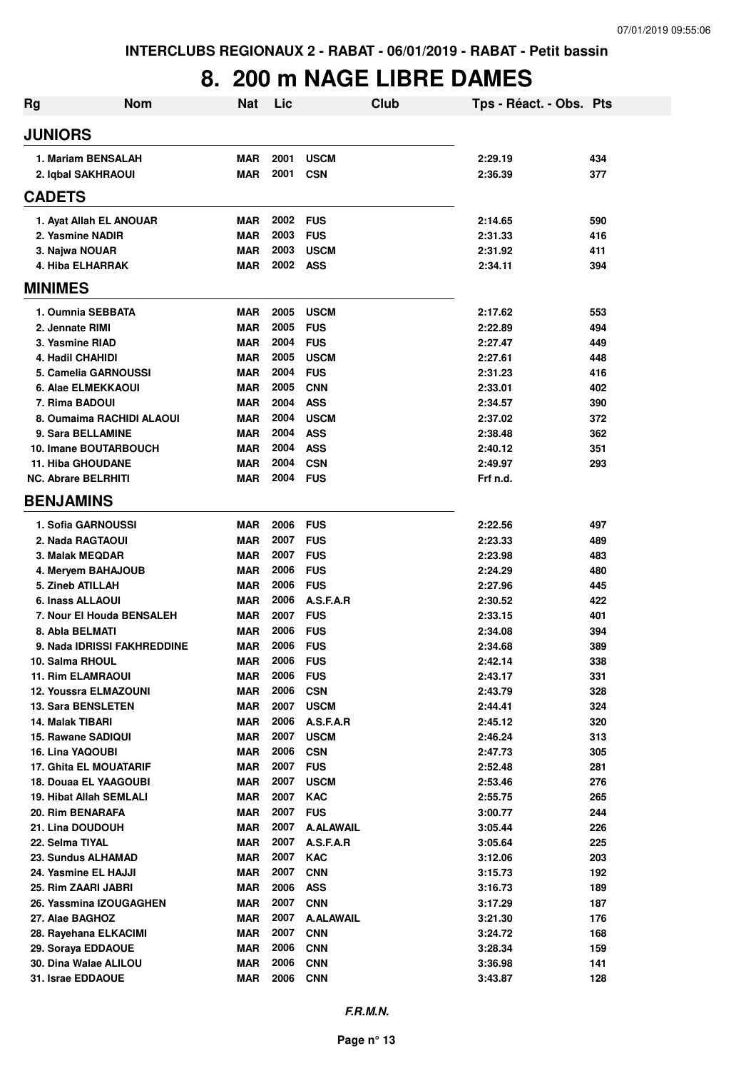# 8. 200 m NAGE LIBRE DAMES

| Rg | Nom | Nat | Lic | Club | Tps - Réact. - Obs. | Pts |
|---|---|---|---|---|---|---|
| **JUNIORS** | | | | | | |
| 1. Mariam BENSALAH | | MAR | 2001 | USCM | 2:29.19 | 434 |
| 2. Iqbal SAKHRAOUI | | MAR | 2001 | CSN | 2:36.39 | 377 |
| **CADETS** | | | | | | |
| 1. Ayat Allah EL ANOUAR | | MAR | 2002 | FUS | 2:14.65 | 590 |
| 2. Yasmine NADIR | | MAR | 2003 | FUS | 2:31.33 | 416 |
| 3. Najwa NOUAR | | MAR | 2003 | USCM | 2:31.92 | 411 |
| 4. Hiba ELHARRAK | | MAR | 2002 | ASS | 2:34.11 | 394 |
| **MINIMES** | | | | | | |
| 1. Oumnia SEBBATA | | MAR | 2005 | USCM | 2:17.62 | 553 |
| 2. Jennate RIMI | | MAR | 2005 | FUS | 2:22.89 | 494 |
| 3. Yasmine RIAD | | MAR | 2004 | FUS | 2:27.47 | 449 |
| 4. Hadil CHAHIDI | | MAR | 2005 | USCM | 2:27.61 | 448 |
| 5. Camelia GARNOUSSI | | MAR | 2004 | FUS | 2:31.23 | 416 |
| 6. Alae ELMEKKAOUI | | MAR | 2005 | CNN | 2:33.01 | 402 |
| 7. Rima BADOUI | | MAR | 2004 | ASS | 2:34.57 | 390 |
| 8. Oumaima RACHIDI ALAOUI | | MAR | 2004 | USCM | 2:37.02 | 372 |
| 9. Sara BELLAMINE | | MAR | 2004 | ASS | 2:38.48 | 362 |
| 10. Imane BOUTARBOUCH | | MAR | 2004 | ASS | 2:40.12 | 351 |
| 11. Hiba GHOUDANE | | MAR | 2004 | CSN | 2:49.97 | 293 |
| NC. Abrare BELRHITI | | MAR | 2004 | FUS | Frf n.d. | |
| **BENJAMINS** | | | | | | |
| 1. Sofia GARNOUSSI | | MAR | 2006 | FUS | 2:22.56 | 497 |
| 2. Nada RAGTAOUI | | MAR | 2007 | FUS | 2:23.33 | 489 |
| 3. Malak MEQDAR | | MAR | 2007 | FUS | 2:23.98 | 483 |
| 4. Meryem BAHAJOUB | | MAR | 2006 | FUS | 2:24.29 | 480 |
| 5. Zineb ATILLAH | | MAR | 2006 | FUS | 2:27.96 | 445 |
| 6. Inass ALLAOUI | | MAR | 2006 | A.S.F.A.R | 2:30.52 | 422 |
| 7. Nour El Houda BENSALEH | | MAR | 2007 | FUS | 2:33.15 | 401 |
| 8. Abla BELMATI | | MAR | 2006 | FUS | 2:34.08 | 394 |
| 9. Nada IDRISSI FAKHREDDINE | | MAR | 2006 | FUS | 2:34.68 | 389 |
| 10. Salma RHOUL | | MAR | 2006 | FUS | 2:42.14 | 338 |
| 11. Rim ELAMRAOUI | | MAR | 2006 | FUS | 2:43.17 | 331 |
| 12. Youssra ELMAZOUNI | | MAR | 2006 | CSN | 2:43.79 | 328 |
| 13. Sara BENSLETEN | | MAR | 2007 | USCM | 2:44.41 | 324 |
| 14. Malak TIBARI | | MAR | 2006 | A.S.F.A.R | 2:45.12 | 320 |
| 15. Rawane SADIQUI | | MAR | 2007 | USCM | 2:46.24 | 313 |
| 16. Lina YAQOUBI | | MAR | 2006 | CSN | 2:47.73 | 305 |
| 17. Ghita EL MOUATARIF | | MAR | 2007 | FUS | 2:52.48 | 281 |
| 18. Douaa EL YAAGOUBI | | MAR | 2007 | USCM | 2:53.46 | 276 |
| 19. Hibat Allah SEMLALI | | MAR | 2007 | KAC | 2:55.75 | 265 |
| 20. Rim BENARAFA | | MAR | 2007 | FUS | 3:00.77 | 244 |
| 21. Lina DOUDOUH | | MAR | 2007 | A.ALAWAIL | 3:05.44 | 226 |
| 22. Selma TIYAL | | MAR | 2007 | A.S.F.A.R | 3:05.64 | 225 |
| 23. Sundus ALHAMAD | | MAR | 2007 | KAC | 3:12.06 | 203 |
| 24. Yasmine EL HAJJI | | MAR | 2007 | CNN | 3:15.73 | 192 |
| 25. Rim ZAARI JABRI | | MAR | 2006 | ASS | 3:16.73 | 189 |
| 26. Yassmina IZOUGAGHEN | | MAR | 2007 | CNN | 3:17.29 | 187 |
| 27. Alae BAGHOZ | | MAR | 2007 | A.ALAWAIL | 3:21.30 | 176 |
| 28. Rayehana ELKACIMI | | MAR | 2007 | CNN | 3:24.72 | 168 |
| 29. Soraya EDDAOUE | | MAR | 2006 | CNN | 3:28.34 | 159 |
| 30. Dina Walae ALILOU | | MAR | 2006 | CNN | 3:36.98 | 141 |
| 31. Israe EDDAOUE | | MAR | 2006 | CNN | 3:43.87 | 128 |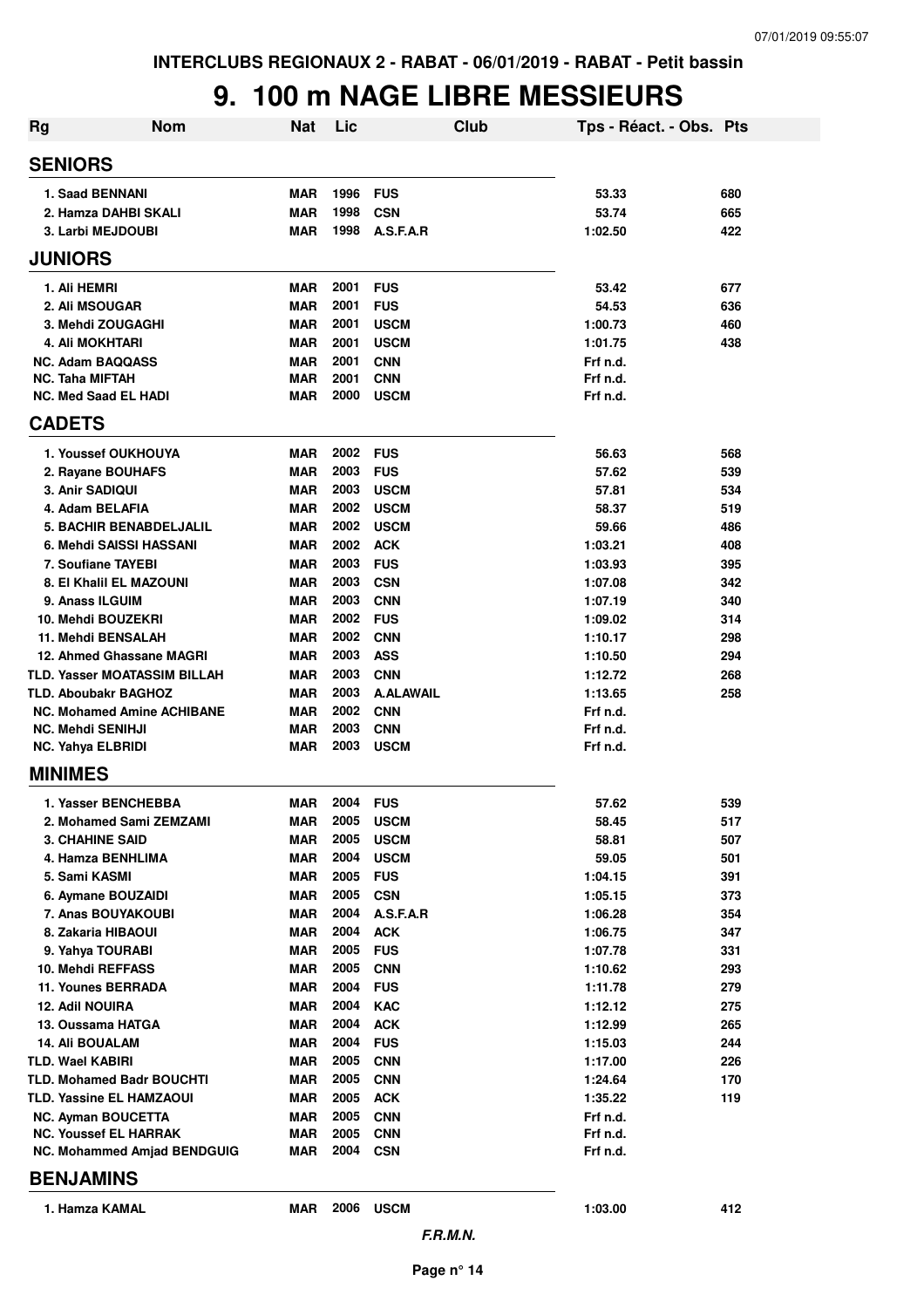INTERCLUBS REGIONAUX 2 - RABAT - 06/01/2019 - RABAT - Petit bassin

# 9. 100 m NAGE LIBRE MESSIEURS

| Rg | Nom | Nat | Lic | Club | Tps - Réact. - Obs. | Pts |
|---|---|---|---|---|---|---|
| **SENIORS** | | | | | | |
| 1. Saad BENNANI | | MAR | 1996 | FUS | 53.33 | 680 |
| 2. Hamza DAHBI SKALI | | MAR | 1998 | CSN | 53.74 | 665 |
| 3. Larbi MEJDOUBI | | MAR | 1998 | A.S.F.A.R | 1:02.50 | 422 |
| **JUNIORS** | | | | | | |
| 1. Ali HEMRI | | MAR | 2001 | FUS | 53.42 | 677 |
| 2. Ali MSOUGAR | | MAR | 2001 | FUS | 54.53 | 636 |
| 3. Mehdi ZOUGAGHI | | MAR | 2001 | USCM | 1:00.73 | 460 |
| 4. Ali MOKHTARI | | MAR | 2001 | USCM | 1:01.75 | 438 |
| NC. Adam BAQQASS | | MAR | 2001 | CNN | Frf n.d. | |
| NC. Taha MIFTAH | | MAR | 2001 | CNN | Frf n.d. | |
| NC. Med Saad EL HADI | | MAR | 2000 | USCM | Frf n.d. | |
| **CADETS** | | | | | | |
| 1. Youssef OUKHOUYA | | MAR | 2002 | FUS | 56.63 | 568 |
| 2. Rayane BOUHAFS | | MAR | 2003 | FUS | 57.62 | 539 |
| 3. Anir SADIQUI | | MAR | 2003 | USCM | 57.81 | 534 |
| 4. Adam BELAFIA | | MAR | 2002 | USCM | 58.37 | 519 |
| 5. BACHIR BENABDELJALIL | | MAR | 2002 | USCM | 59.66 | 486 |
| 6. Mehdi SAISSI HASSANI | | MAR | 2002 | ACK | 1:03.21 | 408 |
| 7. Soufiane TAYEBI | | MAR | 2003 | FUS | 1:03.93 | 395 |
| 8. El Khalil EL MAZOUNI | | MAR | 2003 | CSN | 1:07.08 | 342 |
| 9. Anass ILGUIM | | MAR | 2003 | CNN | 1:07.19 | 340 |
| 10. Mehdi BOUZEKRI | | MAR | 2002 | FUS | 1:09.02 | 314 |
| 11. Mehdi BENSALAH | | MAR | 2002 | CNN | 1:10.17 | 298 |
| 12. Ahmed Ghassane MAGRI | | MAR | 2003 | ASS | 1:10.50 | 294 |
| TLD. Yasser MOATASSIM BILLAH | | MAR | 2003 | CNN | 1:12.72 | 268 |
| TLD. Aboubakr BAGHOZ | | MAR | 2003 | A.ALAWAIL | 1:13.65 | 258 |
| NC. Mohamed Amine ACHIBANE | | MAR | 2002 | CNN | Frf n.d. | |
| NC. Mehdi SENIHJI | | MAR | 2003 | CNN | Frf n.d. | |
| NC. Yahya ELBRIDI | | MAR | 2003 | USCM | Frf n.d. | |
| **MINIMES** | | | | | | |
| 1. Yasser BENCHEBBA | | MAR | 2004 | FUS | 57.62 | 539 |
| 2. Mohamed Sami ZEMZAMI | | MAR | 2005 | USCM | 58.45 | 517 |
| 3. CHAHINE SAID | | MAR | 2005 | USCM | 58.81 | 507 |
| 4. Hamza BENHLIMA | | MAR | 2004 | USCM | 59.05 | 501 |
| 5. Sami KASMI | | MAR | 2005 | FUS | 1:04.15 | 391 |
| 6. Aymane BOUZAIDI | | MAR | 2005 | CSN | 1:05.15 | 373 |
| 7. Anas BOUYAKOUBI | | MAR | 2004 | A.S.F.A.R | 1:06.28 | 354 |
| 8. Zakaria HIBAOUI | | MAR | 2004 | ACK | 1:06.75 | 347 |
| 9. Yahya TOURABI | | MAR | 2005 | FUS | 1:07.78 | 331 |
| 10. Mehdi REFFASS | | MAR | 2005 | CNN | 1:10.62 | 293 |
| 11. Younes BERRADA | | MAR | 2004 | FUS | 1:11.78 | 279 |
| 12. Adil NOUIRA | | MAR | 2004 | KAC | 1:12.12 | 275 |
| 13. Oussama HATGA | | MAR | 2004 | ACK | 1:12.99 | 265 |
| 14. Ali BOUALAM | | MAR | 2004 | FUS | 1:15.03 | 244 |
| TLD. Wael KABIRI | | MAR | 2005 | CNN | 1:17.00 | 226 |
| TLD. Mohamed Badr BOUCHTI | | MAR | 2005 | CNN | 1:24.64 | 170 |
| TLD. Yassine EL HAMZAOUI | | MAR | 2005 | ACK | 1:35.22 | 119 |
| NC. Ayman BOUCETTA | | MAR | 2005 | CNN | Frf n.d. | |
| NC. Youssef EL HARRAK | | MAR | 2005 | CNN | Frf n.d. | |
| NC. Mohammed Amjad BENDGUIG | | MAR | 2004 | CSN | Frf n.d. | |
| **BENJAMINS** | | | | | | |
| 1. Hamza KAMAL | | MAR | 2006 | USCM | 1:03.00 | 412 |

*F.R.M.N.*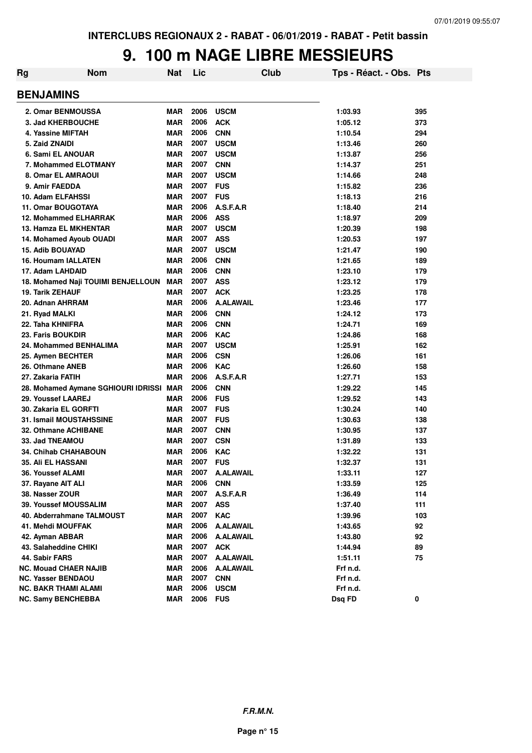INTERCLUBS REGIONAUX 2 - RABAT - 06/01/2019 - RABAT - Petit bassin

# 9. 100 m NAGE LIBRE MESSIEURS

| Rg | Nom | Nat | Lic | Club | Tps - Réact. - Obs. | Pts |
|---|---|---|---|---|---|---|
| **BENJAMINS** | | | | | | |
| 2. Omar BENMOUSSA | | MAR | 2006 | USCM | 1:03.93 | 395 |
| 3. Jad KHERBOUCHE | | MAR | 2006 | ACK | 1:05.12 | 373 |
| 4. Yassine MIFTAH | | MAR | 2006 | CNN | 1:10.54 | 294 |
| 5. Zaid ZNAIDI | | MAR | 2007 | USCM | 1:13.46 | 260 |
| 6. Sami EL ANOUAR | | MAR | 2007 | USCM | 1:13.87 | 256 |
| 7. Mohammed ELOTMANY | | MAR | 2007 | CNN | 1:14.37 | 251 |
| 8. Omar EL AMRAOUI | | MAR | 2007 | USCM | 1:14.66 | 248 |
| 9. Amir FAEDDA | | MAR | 2007 | FUS | 1:15.82 | 236 |
| 10. Adam ELFAHSSI | | MAR | 2007 | FUS | 1:18.13 | 216 |
| 11. Omar BOUGOTAYA | | MAR | 2006 | A.S.F.A.R | 1:18.40 | 214 |
| 12. Mohammed ELHARRAK | | MAR | 2006 | ASS | 1:18.97 | 209 |
| 13. Hamza EL MKHENTAR | | MAR | 2007 | USCM | 1:20.39 | 198 |
| 14. Mohamed Ayoub OUADI | | MAR | 2007 | ASS | 1:20.53 | 197 |
| 15. Adib BOUAYAD | | MAR | 2007 | USCM | 1:21.47 | 190 |
| 16. Houmam IALLATEN | | MAR | 2006 | CNN | 1:21.65 | 189 |
| 17. Adam LAHDAID | | MAR | 2006 | CNN | 1:23.10 | 179 |
| 18. Mohamed Naji TOUIMI BENJELLOUN | | MAR | 2007 | ASS | 1:23.12 | 179 |
| 19. Tarik ZEHAUF | | MAR | 2007 | ACK | 1:23.25 | 178 |
| 20. Adnan AHRRAM | | MAR | 2006 | A.ALAWAIL | 1:23.46 | 177 |
| 21. Ryad MALKI | | MAR | 2006 | CNN | 1:24.12 | 173 |
| 22. Taha KHNIFRA | | MAR | 2006 | CNN | 1:24.71 | 169 |
| 23. Faris BOUKDIR | | MAR | 2006 | KAC | 1:24.86 | 168 |
| 24. Mohammed BENHALIMA | | MAR | 2007 | USCM | 1:25.91 | 162 |
| 25. Aymen BECHTER | | MAR | 2006 | CSN | 1:26.06 | 161 |
| 26. Othmane ANEB | | MAR | 2006 | KAC | 1:26.60 | 158 |
| 27. Zakaria FATIH | | MAR | 2006 | A.S.F.A.R | 1:27.71 | 153 |
| 28. Mohamed Aymane SGHIOURI IDRISSI | | MAR | 2006 | CNN | 1:29.22 | 145 |
| 29. Youssef LAAREJ | | MAR | 2006 | FUS | 1:29.52 | 143 |
| 30. Zakaria EL GORFTI | | MAR | 2007 | FUS | 1:30.24 | 140 |
| 31. Ismail MOUSTAHSSINE | | MAR | 2007 | FUS | 1:30.63 | 138 |
| 32. Othmane ACHIBANE | | MAR | 2007 | CNN | 1:30.95 | 137 |
| 33. Jad TNEAMOU | | MAR | 2007 | CSN | 1:31.89 | 133 |
| 34. Chihab CHAHABOUN | | MAR | 2006 | KAC | 1:32.22 | 131 |
| 35. Ali EL HASSANI | | MAR | 2007 | FUS | 1:32.37 | 131 |
| 36. Youssef ALAMI | | MAR | 2007 | A.ALAWAIL | 1:33.11 | 127 |
| 37. Rayane AIT ALI | | MAR | 2006 | CNN | 1:33.59 | 125 |
| 38. Nasser ZOUR | | MAR | 2007 | A.S.F.A.R | 1:36.49 | 114 |
| 39. Youssef MOUSSALIM | | MAR | 2007 | ASS | 1:37.40 | 111 |
| 40. Abderrahmane TALMOUST | | MAR | 2007 | KAC | 1:39.96 | 103 |
| 41. Mehdi MOUFFAK | | MAR | 2006 | A.ALAWAIL | 1:43.65 | 92 |
| 42. Ayman ABBAR | | MAR | 2006 | A.ALAWAIL | 1:43.80 | 92 |
| 43. Salaheddine CHIKI | | MAR | 2007 | ACK | 1:44.94 | 89 |
| 44. Sabir FARS | | MAR | 2007 | A.ALAWAIL | 1:51.11 | 75 |
| NC. Mouad CHAER NAJIB | | MAR | 2006 | A.ALAWAIL | Frf n.d. | |
| NC. Yasser BENDAOU | | MAR | 2007 | CNN | Frf n.d. | |
| NC. BAKR THAMI ALAMI | | MAR | 2006 | USCM | Frf n.d. | |
| NC. Samy BENCHEBBA | | MAR | 2006 | FUS | Dsq FD | 0 |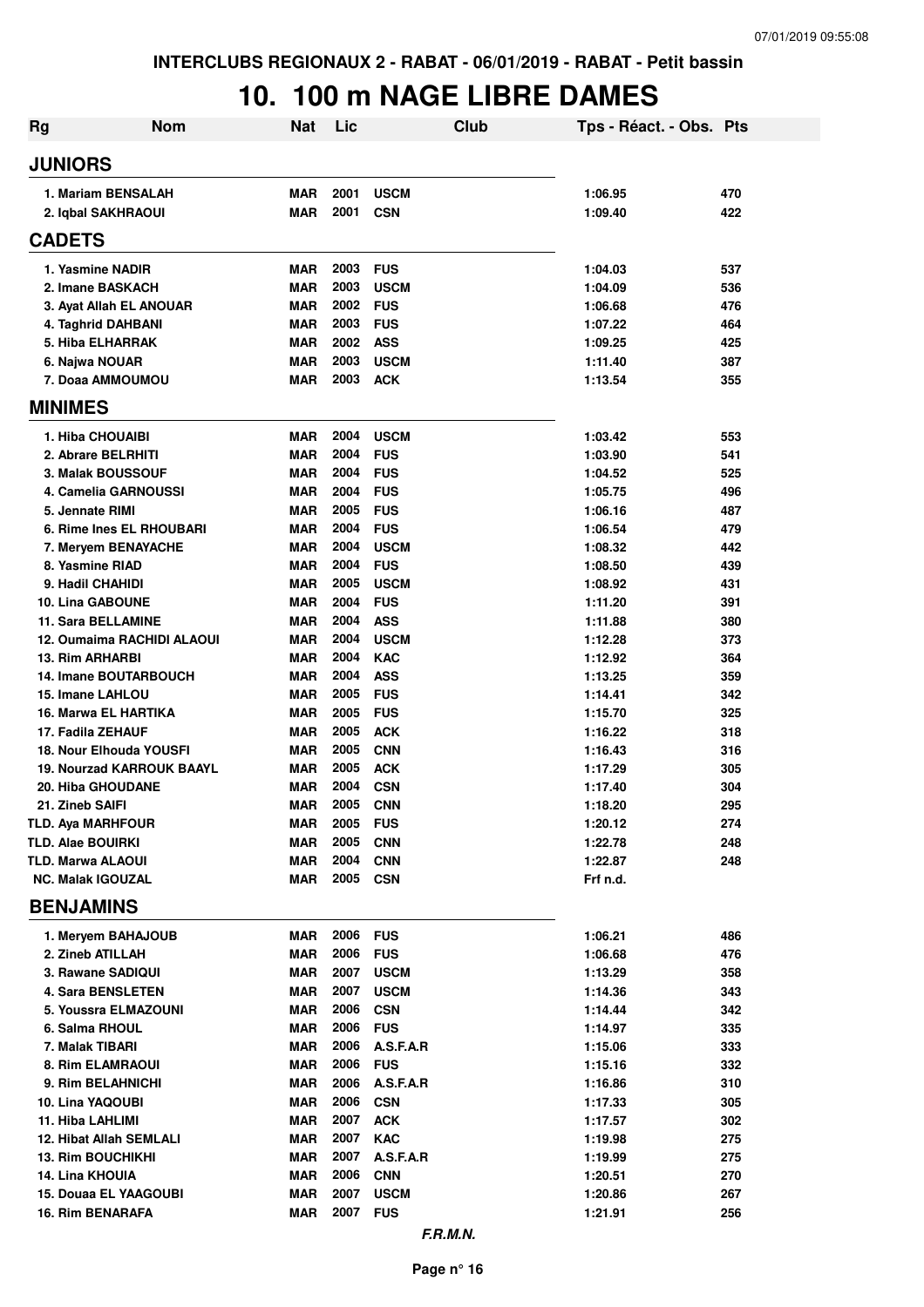INTERCLUBS REGIONAUX 2 - RABAT - 06/01/2019 - RABAT - Petit bassin

# 10. 100 m NAGE LIBRE DAMES

| Rg | Nom | Nat | Lic | Club | Tps - Réact. - Obs. | Pts |
|---|---|---|---|---|---|---|
| **JUNIORS** | | | | | | |
| 1. | Mariam BENSALAH | MAR | 2001 | USCM | 1:06.95 | 470 |
| 2. | Iqbal SAKHRAOUI | MAR | 2001 | CSN | 1:09.40 | 422 |
| **CADETS** | | | | | | |
| 1. | Yasmine NADIR | MAR | 2003 | FUS | 1:04.03 | 537 |
| 2. | Imane BASKACH | MAR | 2003 | USCM | 1:04.09 | 536 |
| 3. | Ayat Allah EL ANOUAR | MAR | 2002 | FUS | 1:06.68 | 476 |
| 4. | Taghrid DAHBANI | MAR | 2003 | FUS | 1:07.22 | 464 |
| 5. | Hiba ELHARRAK | MAR | 2002 | ASS | 1:09.25 | 425 |
| 6. | Najwa NOUAR | MAR | 2003 | USCM | 1:11.40 | 387 |
| 7. | Doaa AMMOUMOU | MAR | 2003 | ACK | 1:13.54 | 355 |
| **MINIMES** | | | | | | |
| 1. | Hiba CHOUAIBI | MAR | 2004 | USCM | 1:03.42 | 553 |
| 2. | Abrare BELRHITI | MAR | 2004 | FUS | 1:03.90 | 541 |
| 3. | Malak BOUSSOUF | MAR | 2004 | FUS | 1:04.52 | 525 |
| 4. | Camelia GARNOUSSI | MAR | 2004 | FUS | 1:05.75 | 496 |
| 5. | Jennate RIMI | MAR | 2005 | FUS | 1:06.16 | 487 |
| 6. | Rime Ines EL RHOUBARI | MAR | 2004 | FUS | 1:06.54 | 479 |
| 7. | Meryem BENAYACHE | MAR | 2004 | USCM | 1:08.32 | 442 |
| 8. | Yasmine RIAD | MAR | 2004 | FUS | 1:08.50 | 439 |
| 9. | Hadil CHAHIDI | MAR | 2005 | USCM | 1:08.92 | 431 |
| 10. | Lina GABOUNE | MAR | 2004 | FUS | 1:11.20 | 391 |
| 11. | Sara BELLAMINE | MAR | 2004 | ASS | 1:11.88 | 380 |
| 12. | Oumaima RACHIDI ALAOUI | MAR | 2004 | USCM | 1:12.28 | 373 |
| 13. | Rim ARHARBI | MAR | 2004 | KAC | 1:12.92 | 364 |
| 14. | Imane BOUTARBOUCH | MAR | 2004 | ASS | 1:13.25 | 359 |
| 15. | Imane LAHLOU | MAR | 2005 | FUS | 1:14.41 | 342 |
| 16. | Marwa EL HARTIKA | MAR | 2005 | FUS | 1:15.70 | 325 |
| 17. | Fadila ZEHAUF | MAR | 2005 | ACK | 1:16.22 | 318 |
| 18. | Nour Elhouda YOUSFI | MAR | 2005 | CNN | 1:16.43 | 316 |
| 19. | Nourzad KARROUK BAAYL | MAR | 2005 | ACK | 1:17.29 | 305 |
| 20. | Hiba GHOUDANE | MAR | 2004 | CSN | 1:17.40 | 304 |
| 21. | Zineb SAIFI | MAR | 2005 | CNN | 1:18.20 | 295 |
| TLD. | Aya MARHFOUR | MAR | 2005 | FUS | 1:20.12 | 274 |
| TLD. | Alae BOUIRKI | MAR | 2005 | CNN | 1:22.78 | 248 |
| TLD. | Marwa ALAOUI | MAR | 2004 | CNN | 1:22.87 | 248 |
| NC. | Malak IGOUZAL | MAR | 2005 | CSN | Frf n.d. | |
| **BENJAMINS** | | | | | | |
| 1. | Meryem BAHAJOUB | MAR | 2006 | FUS | 1:06.21 | 486 |
| 2. | Zineb ATILLAH | MAR | 2006 | FUS | 1:06.68 | 476 |
| 3. | Rawane SADIQUI | MAR | 2007 | USCM | 1:13.29 | 358 |
| 4. | Sara BENSLETEN | MAR | 2007 | USCM | 1:14.36 | 343 |
| 5. | Youssra ELMAZOUNI | MAR | 2006 | CSN | 1:14.44 | 342 |
| 6. | Salma RHOUL | MAR | 2006 | FUS | 1:14.97 | 335 |
| 7. | Malak TIBARI | MAR | 2006 | A.S.F.A.R | 1:15.06 | 333 |
| 8. | Rim ELAMRAOUI | MAR | 2006 | FUS | 1:15.16 | 332 |
| 9. | Rim BELAHNICHI | MAR | 2006 | A.S.F.A.R | 1:16.86 | 310 |
| 10. | Lina YAQOUBI | MAR | 2006 | CSN | 1:17.33 | 305 |
| 11. | Hiba LAHLIMI | MAR | 2007 | ACK | 1:17.57 | 302 |
| 12. | Hibat Allah SEMLALI | MAR | 2007 | KAC | 1:19.98 | 275 |
| 13. | Rim BOUCHIKHI | MAR | 2007 | A.S.F.A.R | 1:19.99 | 275 |
| 14. | Lina KHOUIA | MAR | 2006 | CNN | 1:20.51 | 270 |
| 15. | Douaa EL YAAGOUBI | MAR | 2007 | USCM | 1:20.86 | 267 |
| 16. | Rim BENARAFA | MAR | 2007 | FUS | 1:21.91 | 256 |

*F.R.M.N.*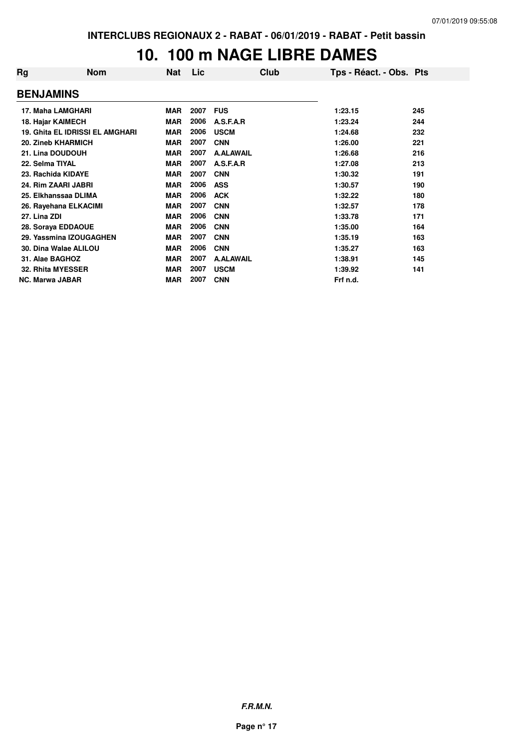INTERCLUBS REGIONAUX 2 - RABAT - 06/01/2019 - RABAT - Petit bassin

# 10. 100 m NAGE LIBRE DAMES

| Rg | Nom | Nat | Lic | Club | Tps - Réact. - Obs. | Pts |
|---|---|---|---|---|---|---|
| **BENJAMINS** | | | | | | |
| 17. | Maha LAMGHARI | MAR | 2007 | FUS | 1:23.15 | 245 |
| 18. | Hajar KAIMECH | MAR | 2006 | A.S.F.A.R | 1:23.24 | 244 |
| 19. | Ghita EL IDRISSI EL AMGHARI | MAR | 2006 | USCM | 1:24.68 | 232 |
| 20. | Zineb KHARMICH | MAR | 2007 | CNN | 1:26.00 | 221 |
| 21. | Lina DOUDOUH | MAR | 2007 | A.ALAWAIL | 1:26.68 | 216 |
| 22. | Selma TIYAL | MAR | 2007 | A.S.F.A.R | 1:27.08 | 213 |
| 23. | Rachida KIDAYE | MAR | 2007 | CNN | 1:30.32 | 191 |
| 24. | Rim ZAARI JABRI | MAR | 2006 | ASS | 1:30.57 | 190 |
| 25. | Elkhanssaa DLIMA | MAR | 2006 | ACK | 1:32.22 | 180 |
| 26. | Rayehana ELKACIMI | MAR | 2007 | CNN | 1:32.57 | 178 |
| 27. | Lina ZDI | MAR | 2006 | CNN | 1:33.78 | 171 |
| 28. | Soraya EDDAOUE | MAR | 2006 | CNN | 1:35.00 | 164 |
| 29. | Yassmina IZOUGAGHEN | MAR | 2007 | CNN | 1:35.19 | 163 |
| 30. | Dina Walae ALILOU | MAR | 2006 | CNN | 1:35.27 | 163 |
| 31. | Alae BAGHOZ | MAR | 2007 | A.ALAWAIL | 1:38.91 | 145 |
| 32. | Rhita MYESSER | MAR | 2007 | USCM | 1:39.92 | 141 |
| NC. | Marwa JABAR | MAR | 2007 | CNN | Frf n.d. | |

*F.R.M.N.*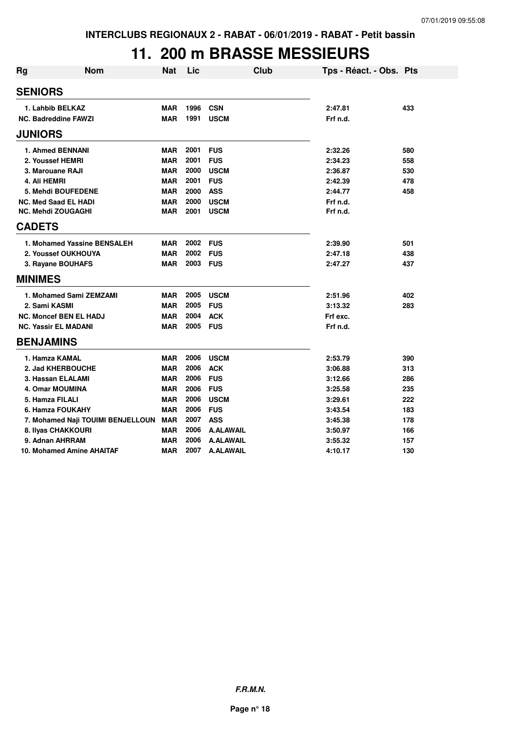INTERCLUBS REGIONAUX 2 - RABAT - 06/01/2019 - RABAT - Petit bassin

# 11. 200 m BRASSE MESSIEURS

| Rg | Nom | Nat | Lic | Club | Tps - Réact. - Obs. | Pts |
|---|---|---|---|---|---|---|
| **SENIORS** | | | | | | |
| 1. Lahbib BELKAZ | | MAR | 1996 | CSN | 2:47.81 | 433 |
| NC. Badreddine FAWZI | | MAR | 1991 | USCM | Frf n.d. | |
| **JUNIORS** | | | | | | |
| 1. Ahmed BENNANI | | MAR | 2001 | FUS | 2:32.26 | 580 |
| 2. Youssef HEMRI | | MAR | 2001 | FUS | 2:34.23 | 558 |
| 3. Marouane RAJI | | MAR | 2000 | USCM | 2:36.87 | 530 |
| 4. Ali HEMRI | | MAR | 2001 | FUS | 2:42.39 | 478 |
| 5. Mehdi BOUFEDENE | | MAR | 2000 | ASS | 2:44.77 | 458 |
| NC. Med Saad EL HADI | | MAR | 2000 | USCM | Frf n.d. | |
| NC. Mehdi ZOUGAGHI | | MAR | 2001 | USCM | Frf n.d. | |
| **CADETS** | | | | | | |
| 1. Mohamed Yassine BENSALEH | | MAR | 2002 | FUS | 2:39.90 | 501 |
| 2. Youssef OUKHOUYA | | MAR | 2002 | FUS | 2:47.18 | 438 |
| 3. Rayane BOUHAFS | | MAR | 2003 | FUS | 2:47.27 | 437 |
| **MINIMES** | | | | | | |
| 1. Mohamed Sami ZEMZAMI | | MAR | 2005 | USCM | 2:51.96 | 402 |
| 2. Sami KASMI | | MAR | 2005 | FUS | 3:13.32 | 283 |
| NC. Moncef BEN EL HADJ | | MAR | 2004 | ACK | Frf exc. | |
| NC. Yassir EL MADANI | | MAR | 2005 | FUS | Frf n.d. | |
| **BENJAMINS** | | | | | | |
| 1. Hamza KAMAL | | MAR | 2006 | USCM | 2:53.79 | 390 |
| 2. Jad KHERBOUCHE | | MAR | 2006 | ACK | 3:06.88 | 313 |
| 3. Hassan ELALAMI | | MAR | 2006 | FUS | 3:12.66 | 286 |
| 4. Omar MOUMINA | | MAR | 2006 | FUS | 3:25.58 | 235 |
| 5. Hamza FILALI | | MAR | 2006 | USCM | 3:29.61 | 222 |
| 6. Hamza FOUKAHY | | MAR | 2006 | FUS | 3:43.54 | 183 |
| 7. Mohamed Naji TOUIMI BENJELLOUN | | MAR | 2007 | ASS | 3:45.38 | 178 |
| 8. Ilyas CHAKKOURI | | MAR | 2006 | A.ALAWAIL | 3:50.97 | 166 |
| 9. Adnan AHRRAM | | MAR | 2006 | A.ALAWAIL | 3:55.32 | 157 |
| 10. Mohamed Amine AHAITAF | | MAR | 2007 | A.ALAWAIL | 4:10.17 | 130 |

*F.R.M.N.*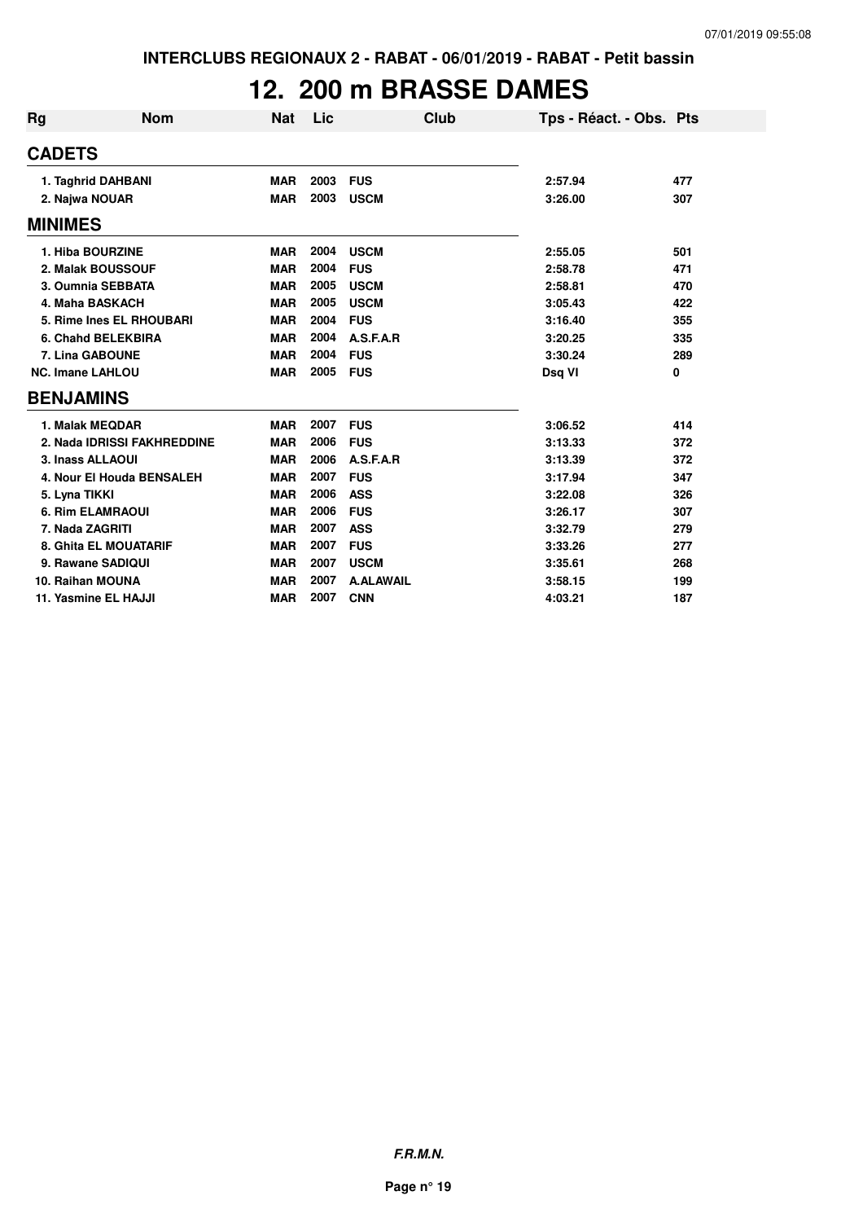INTERCLUBS REGIONAUX 2 - RABAT - 06/01/2019 - RABAT - Petit bassin

# 12. 200 m BRASSE DAMES

| Rg | Nom | Nat | Lic | Club | Tps - Réact. - Obs. | Pts |
|---|---|---|---|---|---|---|
| **CADETS** | | | | | | |
| 1. | Taghrid DAHBANI | MAR | 2003 | FUS | 2:57.94 | 477 |
| 2. | Najwa NOUAR | MAR | 2003 | USCM | 3:26.00 | 307 |
| **MINIMES** | | | | | | |
| 1. | Hiba BOURZINE | MAR | 2004 | USCM | 2:55.05 | 501 |
| 2. | Malak BOUSSOUF | MAR | 2004 | FUS | 2:58.78 | 471 |
| 3. | Oumnia SEBBATA | MAR | 2005 | USCM | 2:58.81 | 470 |
| 4. | Maha BASKACH | MAR | 2005 | USCM | 3:05.43 | 422 |
| 5. | Rime Ines EL RHOUBARI | MAR | 2004 | FUS | 3:16.40 | 355 |
| 6. | Chahd BELEKBIRA | MAR | 2004 | A.S.F.A.R | 3:20.25 | 335 |
| 7. | Lina GABOUNE | MAR | 2004 | FUS | 3:30.24 | 289 |
| NC. | Imane LAHLOU | MAR | 2005 | FUS | Dsq VI | 0 |
| **BENJAMINS** | | | | | | |
| 1. | Malak MEQDAR | MAR | 2007 | FUS | 3:06.52 | 414 |
| 2. | Nada IDRISSI FAKHREDDINE | MAR | 2006 | FUS | 3:13.33 | 372 |
| 3. | Inass ALLAOUI | MAR | 2006 | A.S.F.A.R | 3:13.39 | 372 |
| 4. | Nour El Houda BENSALEH | MAR | 2007 | FUS | 3:17.94 | 347 |
| 5. | Lyna TIKKI | MAR | 2006 | ASS | 3:22.08 | 326 |
| 6. | Rim ELAMRAOUI | MAR | 2006 | FUS | 3:26.17 | 307 |
| 7. | Nada ZAGRITI | MAR | 2007 | ASS | 3:32.79 | 279 |
| 8. | Ghita EL MOUATARIF | MAR | 2007 | FUS | 3:33.26 | 277 |
| 9. | Rawane SADIQUI | MAR | 2007 | USCM | 3:35.61 | 268 |
| 10. | Raihan MOUNA | MAR | 2007 | A.ALAWAIL | 3:58.15 | 199 |
| 11. | Yasmine EL HAJJI | MAR | 2007 | CNN | 4:03.21 | 187 |

*F.R.M.N.*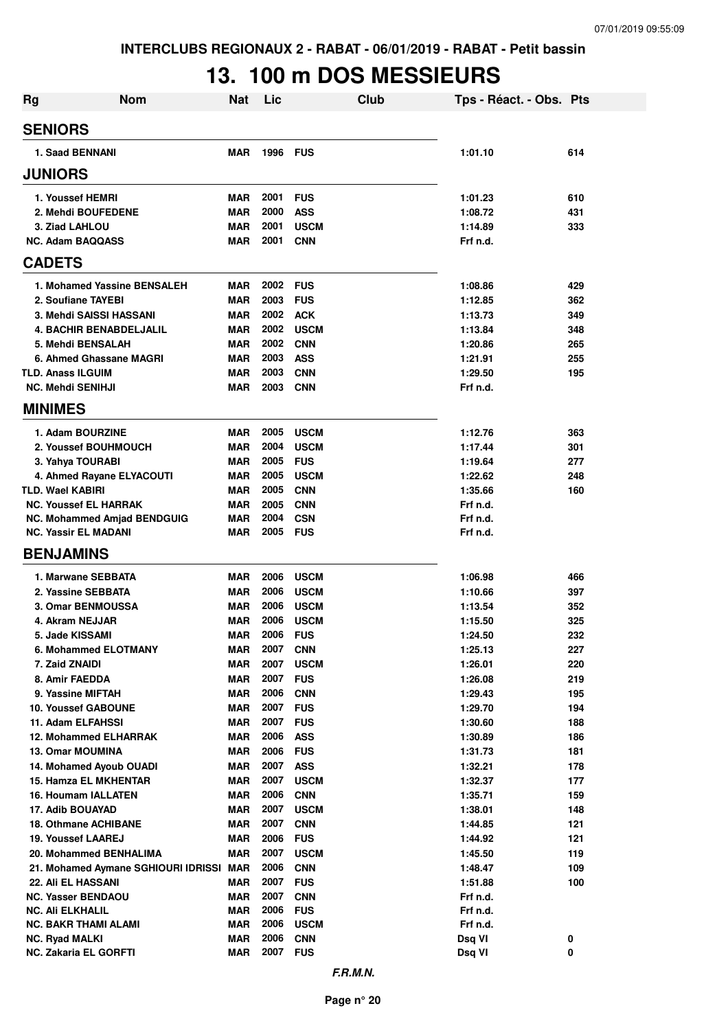INTERCLUBS REGIONAUX 2 - RABAT - 06/01/2019 - RABAT - Petit bassin

# 13. 100 m DOS MESSIEURS

| Rg | Nom | Nat | Lic | Club | Tps - Réact. - Obs. | Pts |
|---|---|---|---|---|---|---|
| **SENIORS** | | | | | | |
| 1. Saad BENNANI | | MAR | 1996 | FUS | 1:01.10 | 614 |
| **JUNIORS** | | | | | | |
| 1. Youssef HEMRI | | MAR | 2001 | FUS | 1:01.23 | 610 |
| 2. Mehdi BOUFEDENE | | MAR | 2000 | ASS | 1:08.72 | 431 |
| 3. Ziad LAHLOU | | MAR | 2001 | USCM | 1:14.89 | 333 |
| NC. Adam BAQQASS | | MAR | 2001 | CNN | Frf n.d. | |
| **CADETS** | | | | | | |
| 1. Mohamed Yassine BENSALEH | | MAR | 2002 | FUS | 1:08.86 | 429 |
| 2. Soufiane TAYEBI | | MAR | 2003 | FUS | 1:12.85 | 362 |
| 3. Mehdi SAISSI HASSANI | | MAR | 2002 | ACK | 1:13.73 | 349 |
| 4. BACHIR BENABDELJALIL | | MAR | 2002 | USCM | 1:13.84 | 348 |
| 5. Mehdi BENSALAH | | MAR | 2002 | CNN | 1:20.86 | 265 |
| 6. Ahmed Ghassane MAGRI | | MAR | 2003 | ASS | 1:21.91 | 255 |
| TLD. Anass ILGUIM | | MAR | 2003 | CNN | 1:29.50 | 195 |
| NC. Mehdi SENIHJI | | MAR | 2003 | CNN | Frf n.d. | |
| **MINIMES** | | | | | | |
| 1. Adam BOURZINE | | MAR | 2005 | USCM | 1:12.76 | 363 |
| 2. Youssef BOUHMOUCH | | MAR | 2004 | USCM | 1:17.44 | 301 |
| 3. Yahya TOURABI | | MAR | 2005 | FUS | 1:19.64 | 277 |
| 4. Ahmed Rayane ELYACOUTI | | MAR | 2005 | USCM | 1:22.62 | 248 |
| TLD. Wael KABIRI | | MAR | 2005 | CNN | 1:35.66 | 160 |
| NC. Youssef EL HARRAK | | MAR | 2005 | CNN | Frf n.d. | |
| NC. Mohammed Amjad BENDGUIG | | MAR | 2004 | CSN | Frf n.d. | |
| NC. Yassir EL MADANI | | MAR | 2005 | FUS | Frf n.d. | |
| **BENJAMINS** | | | | | | |
| 1. Marwane SEBBATA | | MAR | 2006 | USCM | 1:06.98 | 466 |
| 2. Yassine SEBBATA | | MAR | 2006 | USCM | 1:10.66 | 397 |
| 3. Omar BENMOUSSA | | MAR | 2006 | USCM | 1:13.54 | 352 |
| 4. Akram NEJJAR | | MAR | 2006 | USCM | 1:15.50 | 325 |
| 5. Jade KISSAMI | | MAR | 2006 | FUS | 1:24.50 | 232 |
| 6. Mohammed ELOTMANY | | MAR | 2007 | CNN | 1:25.13 | 227 |
| 7. Zaid ZNAIDI | | MAR | 2007 | USCM | 1:26.01 | 220 |
| 8. Amir FAEDDA | | MAR | 2007 | FUS | 1:26.08 | 219 |
| 9. Yassine MIFTAH | | MAR | 2006 | CNN | 1:29.43 | 195 |
| 10. Youssef GABOUNE | | MAR | 2007 | FUS | 1:29.70 | 194 |
| 11. Adam ELFAHSSI | | MAR | 2007 | FUS | 1:30.60 | 188 |
| 12. Mohammed ELHARRAK | | MAR | 2006 | ASS | 1:30.89 | 186 |
| 13. Omar MOUMINA | | MAR | 2006 | FUS | 1:31.73 | 181 |
| 14. Mohamed Ayoub OUADI | | MAR | 2007 | ASS | 1:32.21 | 178 |
| 15. Hamza EL MKHENTAR | | MAR | 2007 | USCM | 1:32.37 | 177 |
| 16. Houmam IALLATEN | | MAR | 2006 | CNN | 1:35.71 | 159 |
| 17. Adib BOUAYAD | | MAR | 2007 | USCM | 1:38.01 | 148 |
| 18. Othmane ACHIBANE | | MAR | 2007 | CNN | 1:44.85 | 121 |
| 19. Youssef LAAREJ | | MAR | 2006 | FUS | 1:44.92 | 121 |
| 20. Mohammed BENHALIMA | | MAR | 2007 | USCM | 1:45.50 | 119 |
| 21. Mohamed Aymane SGHIOURI IDRISSI | | MAR | 2006 | CNN | 1:48.47 | 109 |
| 22. Ali EL HASSANI | | MAR | 2007 | FUS | 1:51.88 | 100 |
| NC. Yasser BENDAOU | | MAR | 2007 | CNN | Frf n.d. | |
| NC. Ali ELKHALIL | | MAR | 2006 | FUS | Frf n.d. | |
| NC. BAKR THAMI ALAMI | | MAR | 2006 | USCM | Frf n.d. | |
| NC. Ryad MALKI | | MAR | 2006 | CNN | Dsq VI | 0 |
| NC. Zakaria EL GORFTI | | MAR | 2007 | FUS | Dsq VI | 0 |

*F.R.M.N.*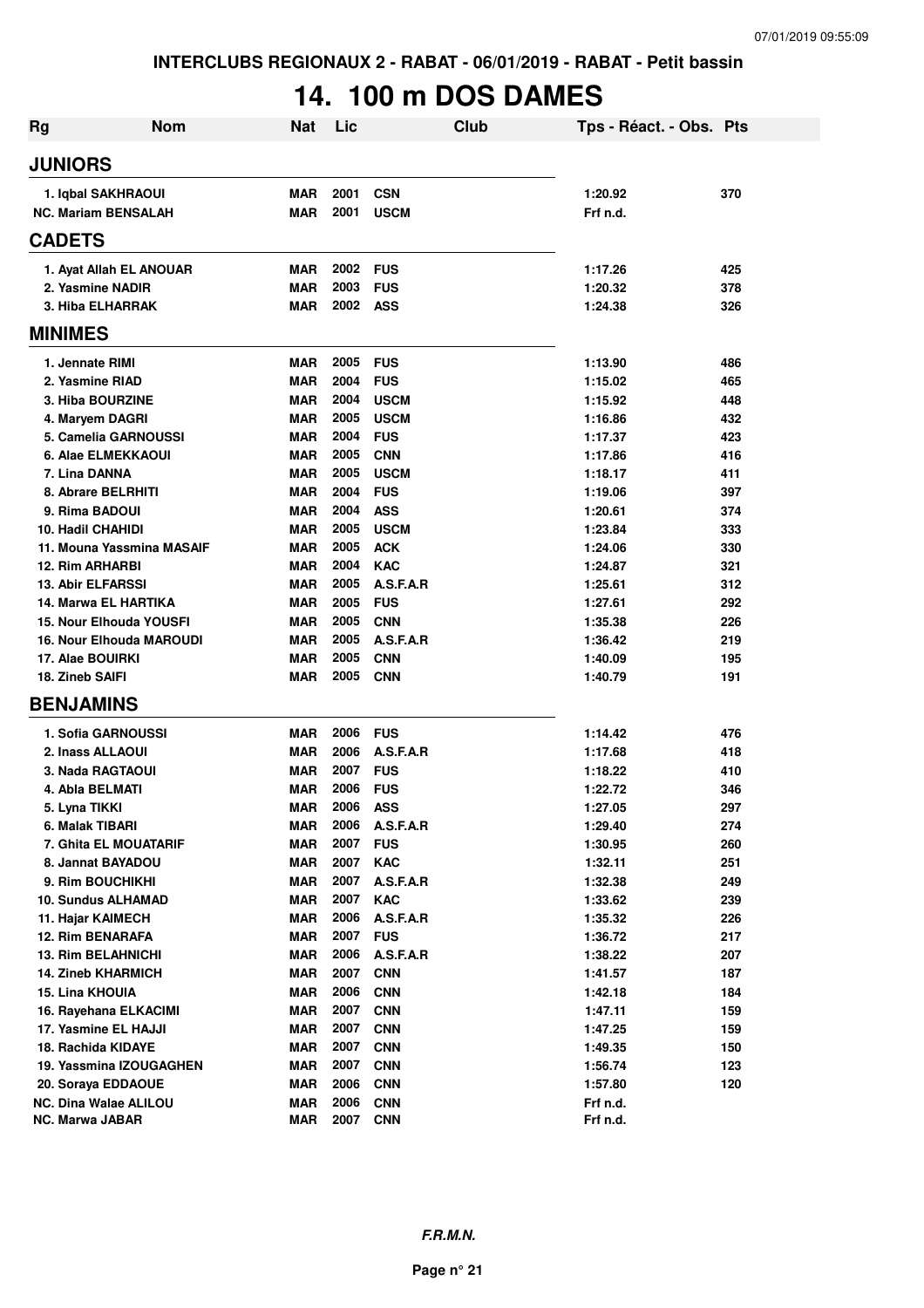INTERCLUBS REGIONAUX 2 - RABAT - 06/01/2019 - RABAT - Petit bassin

# 14. 100 m DOS DAMES

| Rg | Nom | Nat | Lic | Club | Tps - Réact. - Obs. | Pts |
|---|---|---|---|---|---|---|
| **JUNIORS** | | | | | | |
| 1. | Iqbal SAKHRAOUI | MAR | 2001 | CSN | 1:20.92 | 370 |
| NC. | Mariam BENSALAH | MAR | 2001 | USCM | Frf n.d. | |
| **CADETS** | | | | | | |
| 1. | Ayat Allah EL ANOUAR | MAR | 2002 | FUS | 1:17.26 | 425 |
| 2. | Yasmine NADIR | MAR | 2003 | FUS | 1:20.32 | 378 |
| 3. | Hiba ELHARRAK | MAR | 2002 | ASS | 1:24.38 | 326 |
| **MINIMES** | | | | | | |
| 1. | Jennate RIMI | MAR | 2005 | FUS | 1:13.90 | 486 |
| 2. | Yasmine RIAD | MAR | 2004 | FUS | 1:15.02 | 465 |
| 3. | Hiba BOURZINE | MAR | 2004 | USCM | 1:15.92 | 448 |
| 4. | Maryem DAGRI | MAR | 2005 | USCM | 1:16.86 | 432 |
| 5. | Camelia GARNOUSSI | MAR | 2004 | FUS | 1:17.37 | 423 |
| 6. | Alae ELMEKKAOUI | MAR | 2005 | CNN | 1:17.86 | 416 |
| 7. | Lina DANNA | MAR | 2005 | USCM | 1:18.17 | 411 |
| 8. | Abrare BELRHITI | MAR | 2004 | FUS | 1:19.06 | 397 |
| 9. | Rima BADOUI | MAR | 2004 | ASS | 1:20.61 | 374 |
| 10. | Hadil CHAHIDI | MAR | 2005 | USCM | 1:23.84 | 333 |
| 11. | Mouna Yassmina MASAIF | MAR | 2005 | ACK | 1:24.06 | 330 |
| 12. | Rim ARHARBI | MAR | 2004 | KAC | 1:24.87 | 321 |
| 13. | Abir ELFARSSI | MAR | 2005 | A.S.F.A.R | 1:25.61 | 312 |
| 14. | Marwa EL HARTIKA | MAR | 2005 | FUS | 1:27.61 | 292 |
| 15. | Nour Elhouda YOUSFI | MAR | 2005 | CNN | 1:35.38 | 226 |
| 16. | Nour Elhouda MAROUDI | MAR | 2005 | A.S.F.A.R | 1:36.42 | 219 |
| 17. | Alae BOUIRKI | MAR | 2005 | CNN | 1:40.09 | 195 |
| 18. | Zineb SAIFI | MAR | 2005 | CNN | 1:40.79 | 191 |
| **BENJAMINS** | | | | | | |
| 1. | Sofia GARNOUSSI | MAR | 2006 | FUS | 1:14.42 | 476 |
| 2. | Inass ALLAOUI | MAR | 2006 | A.S.F.A.R | 1:17.68 | 418 |
| 3. | Nada RAGTAOUI | MAR | 2007 | FUS | 1:18.22 | 410 |
| 4. | Abla BELMATI | MAR | 2006 | FUS | 1:22.72 | 346 |
| 5. | Lyna TIKKI | MAR | 2006 | ASS | 1:27.05 | 297 |
| 6. | Malak TIBARI | MAR | 2006 | A.S.F.A.R | 1:29.40 | 274 |
| 7. | Ghita EL MOUATARIF | MAR | 2007 | FUS | 1:30.95 | 260 |
| 8. | Jannat BAYADOU | MAR | 2007 | KAC | 1:32.11 | 251 |
| 9. | Rim BOUCHIKHI | MAR | 2007 | A.S.F.A.R | 1:32.38 | 249 |
| 10. | Sundus ALHAMAD | MAR | 2007 | KAC | 1:33.62 | 239 |
| 11. | Hajar KAIMECH | MAR | 2006 | A.S.F.A.R | 1:35.32 | 226 |
| 12. | Rim BENARAFA | MAR | 2007 | FUS | 1:36.72 | 217 |
| 13. | Rim BELAHNICHI | MAR | 2006 | A.S.F.A.R | 1:38.22 | 207 |
| 14. | Zineb KHARMICH | MAR | 2007 | CNN | 1:41.57 | 187 |
| 15. | Lina KHOUIA | MAR | 2006 | CNN | 1:42.18 | 184 |
| 16. | Rayehana ELKACIMI | MAR | 2007 | CNN | 1:47.11 | 159 |
| 17. | Yasmine EL HAJJI | MAR | 2007 | CNN | 1:47.25 | 159 |
| 18. | Rachida KIDAYE | MAR | 2007 | CNN | 1:49.35 | 150 |
| 19. | Yassmina IZOUGAGHEN | MAR | 2007 | CNN | 1:56.74 | 123 |
| 20. | Soraya EDDAOUE | MAR | 2006 | CNN | 1:57.80 | 120 |
| NC. | Dina Walae ALILOU | MAR | 2006 | CNN | Frf n.d. | |
| NC. | Marwa JABAR | MAR | 2007 | CNN | Frf n.d. | |

*F.R.M.N.*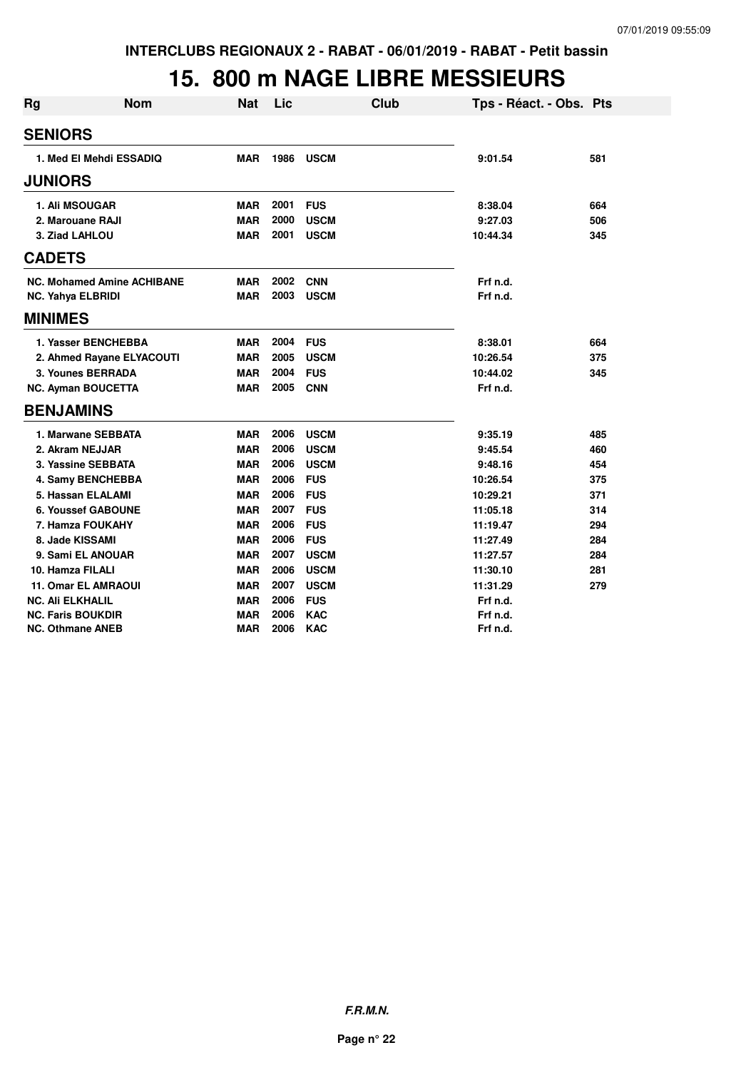INTERCLUBS REGIONAUX 2 - RABAT - 06/01/2019 - RABAT - Petit bassin

# 15. 800 m NAGE LIBRE MESSIEURS

| Rg | Nom | Nat | Lic | Club | Tps - Réact. - Obs. | Pts |
|---|---|---|---|---|---|---|
| **SENIORS** | | | | | | |
| 1. | Med El Mehdi ESSADIQ | MAR | 1986 | USCM | 9:01.54 | 581 |
| **JUNIORS** | | | | | | |
| 1. | Ali MSOUGAR | MAR | 2001 | FUS | 8:38.04 | 664 |
| 2. | Marouane RAJI | MAR | 2000 | USCM | 9:27.03 | 506 |
| 3. | Ziad LAHLOU | MAR | 2001 | USCM | 10:44.34 | 345 |
| **CADETS** | | | | | | |
| NC. | Mohamed Amine ACHIBANE | MAR | 2002 | CNN | Frf n.d. | |
| NC. | Yahya ELBRIDI | MAR | 2003 | USCM | Frf n.d. | |
| **MINIMES** | | | | | | |
| 1. | Yasser BENCHEBBA | MAR | 2004 | FUS | 8:38.01 | 664 |
| 2. | Ahmed Rayane ELYACOUTI | MAR | 2005 | USCM | 10:26.54 | 375 |
| 3. | Younes BERRADA | MAR | 2004 | FUS | 10:44.02 | 345 |
| NC. | Ayman BOUCETTA | MAR | 2005 | CNN | Frf n.d. | |
| **BENJAMINS** | | | | | | |
| 1. | Marwane SEBBATA | MAR | 2006 | USCM | 9:35.19 | 485 |
| 2. | Akram NEJJAR | MAR | 2006 | USCM | 9:45.54 | 460 |
| 3. | Yassine SEBBATA | MAR | 2006 | USCM | 9:48.16 | 454 |
| 4. | Samy BENCHEBBA | MAR | 2006 | FUS | 10:26.54 | 375 |
| 5. | Hassan ELALAMI | MAR | 2006 | FUS | 10:29.21 | 371 |
| 6. | Youssef GABOUNE | MAR | 2007 | FUS | 11:05.18 | 314 |
| 7. | Hamza FOUKAHY | MAR | 2006 | FUS | 11:19.47 | 294 |
| 8. | Jade KISSAMI | MAR | 2006 | FUS | 11:27.49 | 284 |
| 9. | Sami EL ANOUAR | MAR | 2007 | USCM | 11:27.57 | 284 |
| 10. | Hamza FILALI | MAR | 2006 | USCM | 11:30.10 | 281 |
| 11. | Omar EL AMRAOUI | MAR | 2007 | USCM | 11:31.29 | 279 |
| NC. | Ali ELKHALIL | MAR | 2006 | FUS | Frf n.d. | |
| NC. | Faris BOUKDIR | MAR | 2006 | KAC | Frf n.d. | |
| NC. | Othmane ANEB | MAR | 2006 | KAC | Frf n.d. | |

*F.R.M.N.*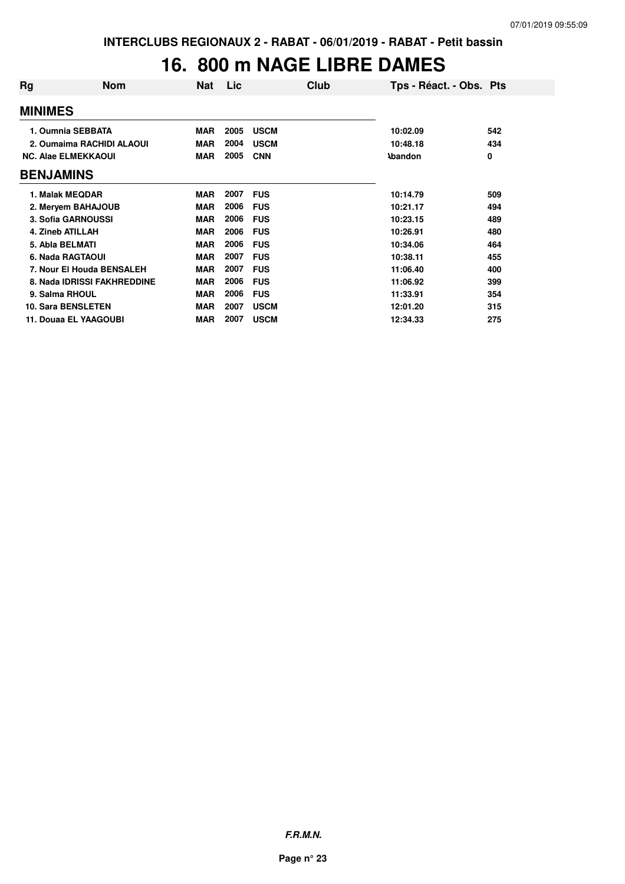INTERCLUBS REGIONAUX 2 - RABAT - 06/01/2019 - RABAT - Petit bassin

# 16. 800 m NAGE LIBRE DAMES

| Rg | Nom | Nat | Lic | Club | Tps - Réact. - Obs. | Pts |
|---|---|---|---|---|---|---|
| **MINIMES** | | | | | | |
| 1. | Oumnia SEBBATA | MAR | 2005 | USCM | 10:02.09 | 542 |
| 2. | Oumaima RACHIDI ALAOUI | MAR | 2004 | USCM | 10:48.18 | 434 |
| NC. | Alae ELMEKKAOUI | MAR | 2005 | CNN | Abandon | 0 |
| **BENJAMINS** | | | | | | |
| 1. | Malak MEQDAR | MAR | 2007 | FUS | 10:14.79 | 509 |
| 2. | Meryem BAHAJOUB | MAR | 2006 | FUS | 10:21.17 | 494 |
| 3. | Sofia GARNOUSSI | MAR | 2006 | FUS | 10:23.15 | 489 |
| 4. | Zineb ATILLAH | MAR | 2006 | FUS | 10:26.91 | 480 |
| 5. | Abla BELMATI | MAR | 2006 | FUS | 10:34.06 | 464 |
| 6. | Nada RAGTAOUI | MAR | 2007 | FUS | 10:38.11 | 455 |
| 7. | Nour El Houda BENSALEH | MAR | 2007 | FUS | 11:06.40 | 400 |
| 8. | Nada IDRISSI FAKHREDDINE | MAR | 2006 | FUS | 11:06.92 | 399 |
| 9. | Salma RHOUL | MAR | 2006 | FUS | 11:33.91 | 354 |
| 10. | Sara BENSLETEN | MAR | 2007 | USCM | 12:01.20 | 315 |
| 11. | Douaa EL YAAGOUBI | MAR | 2007 | USCM | 12:34.33 | 275 |

*F.R.M.N.*